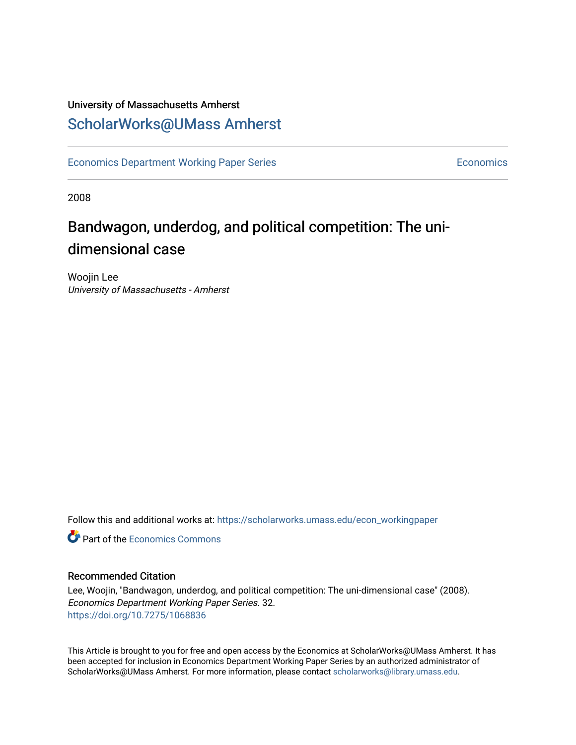University of Massachusetts Amherst

# ScholarWorks@UMass Amherst

Economics Department Working Paper Series — Economics

2008

## Bandwagon, underdog, and political competition: The uni-dimensional case

Woojin Lee
*University of Massachusetts - Amherst*

Follow this and additional works at: https://scholarworks.umass.edu/econ_workingpaper

Part of the Economics Commons

### Recommended Citation

Lee, Woojin, "Bandwagon, underdog, and political competition: The uni-dimensional case" (2008). *Economics Department Working Paper Series*. 32.
https://doi.org/10.7275/1068836

This Article is brought to you for free and open access by the Economics at ScholarWorks@UMass Amherst. It has been accepted for inclusion in Economics Department Working Paper Series by an authorized administrator of ScholarWorks@UMass Amherst. For more information, please contact scholarworks@library.umass.edu.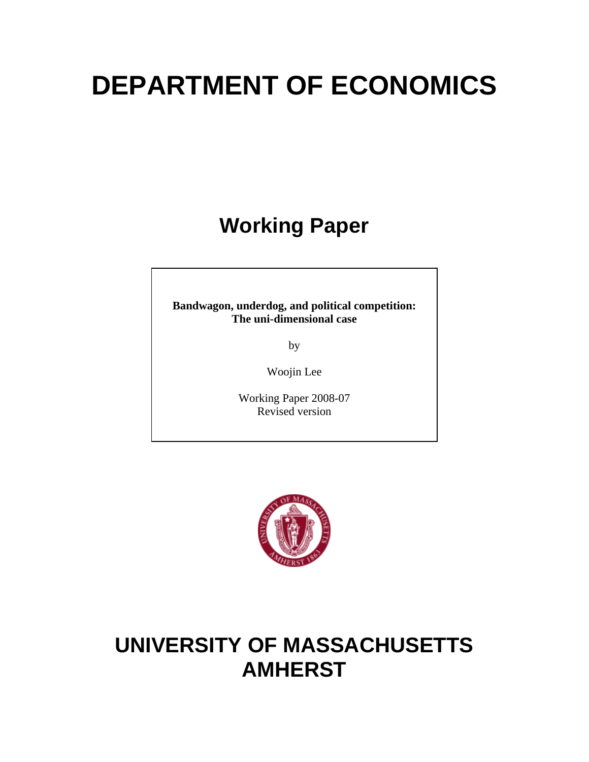# DEPARTMENT OF ECONOMICS

## Working Paper

**Bandwagon, underdog, and political competition: The uni-dimensional case**

by

Woojin Lee

Working Paper 2008-07
Revised version

# UNIVERSITY OF MASSACHUSETTS AMHERST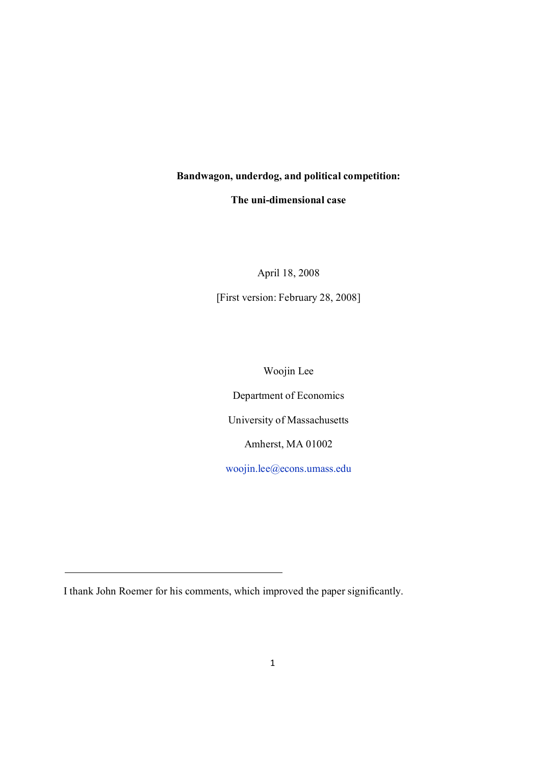**Bandwagon, underdog, and political competition:**

**The uni-dimensional case**

April 18, 2008

[First version: February 28, 2008]

Woojin Lee

Department of Economics

University of Massachusetts

Amherst, MA 01002

woojin.lee@econs.umass.edu

---

I thank John Roemer for his comments, which improved the paper significantly.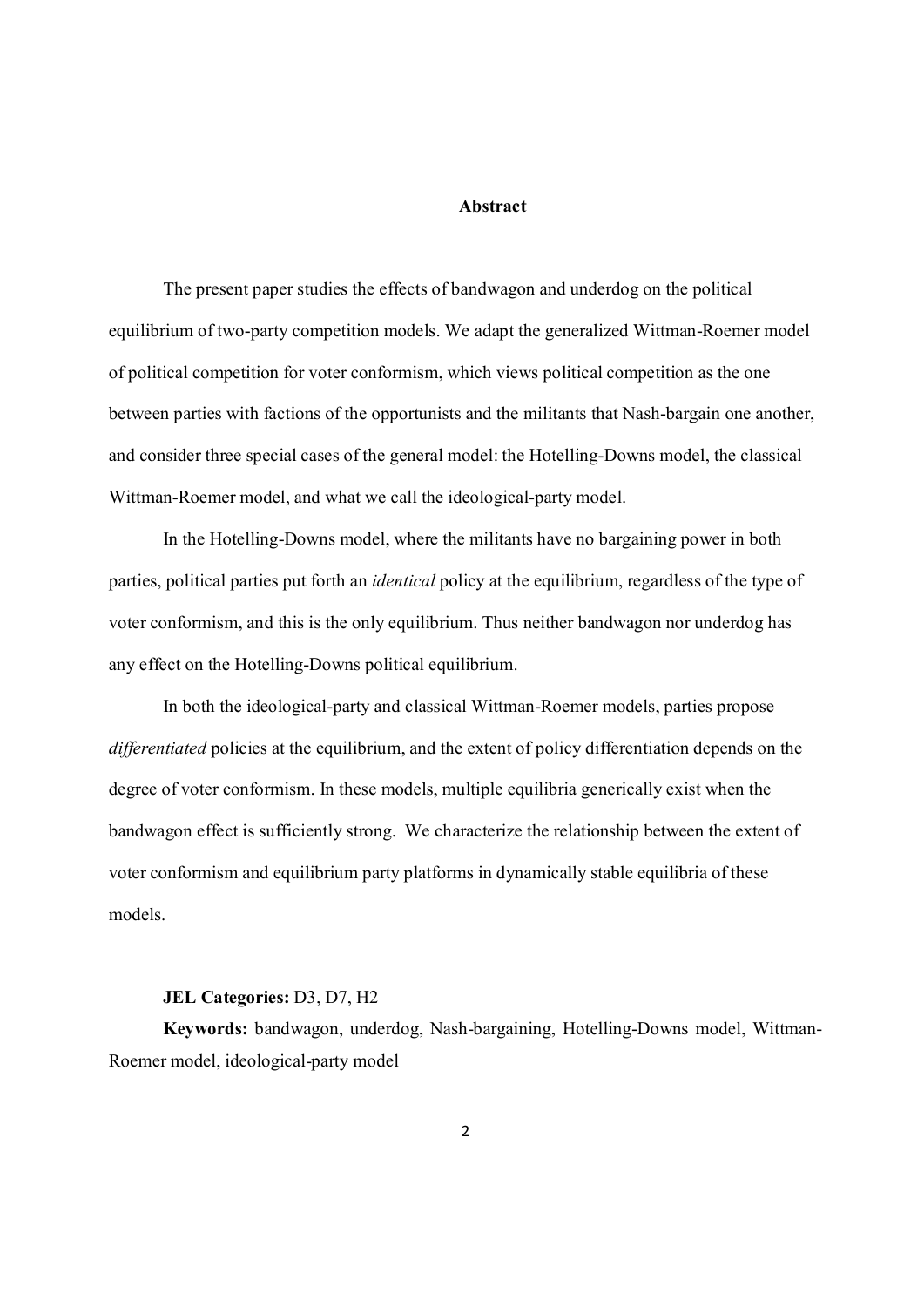## Abstract

The present paper studies the effects of bandwagon and underdog on the political equilibrium of two-party competition models. We adapt the generalized Wittman-Roemer model of political competition for voter conformism, which views political competition as the one between parties with factions of the opportunists and the militants that Nash-bargain one another, and consider three special cases of the general model: the Hotelling-Downs model, the classical Wittman-Roemer model, and what we call the ideological-party model.

In the Hotelling-Downs model, where the militants have no bargaining power in both parties, political parties put forth an *identical* policy at the equilibrium, regardless of the type of voter conformism, and this is the only equilibrium. Thus neither bandwagon nor underdog has any effect on the Hotelling-Downs political equilibrium.

In both the ideological-party and classical Wittman-Roemer models, parties propose *differentiated* policies at the equilibrium, and the extent of policy differentiation depends on the degree of voter conformism. In these models, multiple equilibria generically exist when the bandwagon effect is sufficiently strong. We characterize the relationship between the extent of voter conformism and equilibrium party platforms in dynamically stable equilibria of these models.

**JEL Categories:** D3, D7, H2

**Keywords:** bandwagon, underdog, Nash-bargaining, Hotelling-Downs model, Wittman-Roemer model, ideological-party model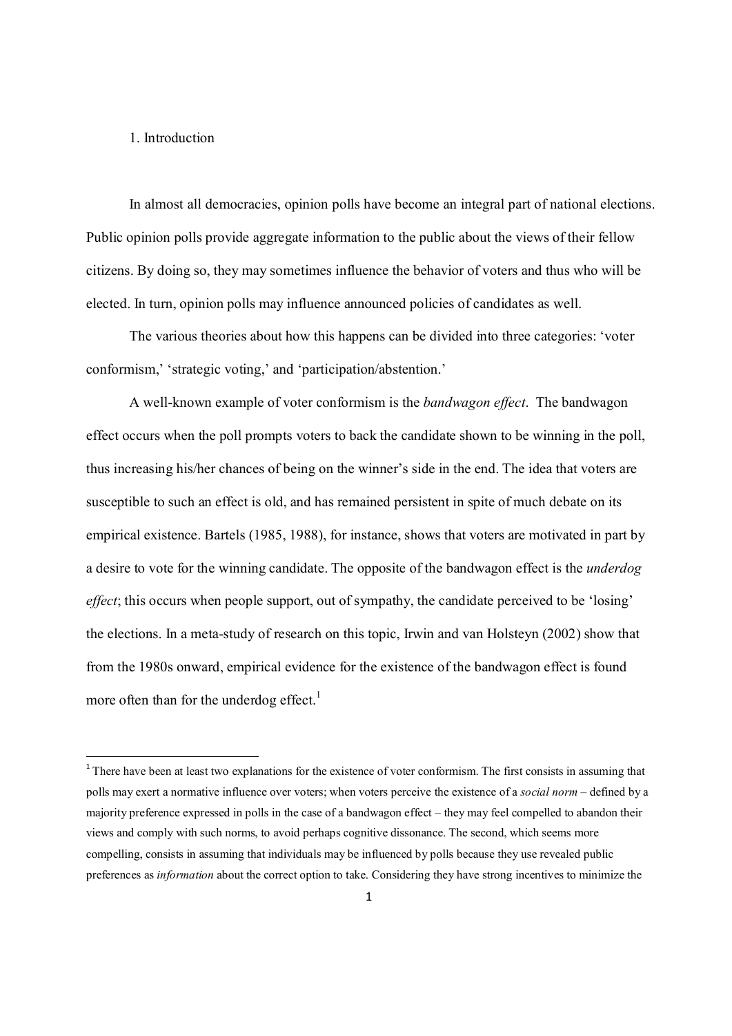# 1. Introduction

In almost all democracies, opinion polls have become an integral part of national elections. Public opinion polls provide aggregate information to the public about the views of their fellow citizens. By doing so, they may sometimes influence the behavior of voters and thus who will be elected. In turn, opinion polls may influence announced policies of candidates as well.

The various theories about how this happens can be divided into three categories: 'voter conformism,' 'strategic voting,' and 'participation/abstention.'

A well-known example of voter conformism is the *bandwagon effect*. The bandwagon effect occurs when the poll prompts voters to back the candidate shown to be winning in the poll, thus increasing his/her chances of being on the winner's side in the end. The idea that voters are susceptible to such an effect is old, and has remained persistent in spite of much debate on its empirical existence. Bartels (1985, 1988), for instance, shows that voters are motivated in part by a desire to vote for the winning candidate. The opposite of the bandwagon effect is the *underdog effect*; this occurs when people support, out of sympathy, the candidate perceived to be 'losing' the elections. In a meta-study of research on this topic, Irwin and van Holsteyn (2002) show that from the 1980s onward, empirical evidence for the existence of the bandwagon effect is found more often than for the underdog effect.[1]

[1] There have been at least two explanations for the existence of voter conformism. The first consists in assuming that polls may exert a normative influence over voters; when voters perceive the existence of a *social norm* – defined by a majority preference expressed in polls in the case of a bandwagon effect – they may feel compelled to abandon their views and comply with such norms, to avoid perhaps cognitive dissonance. The second, which seems more compelling, consists in assuming that individuals may be influenced by polls because they use revealed public preferences as *information* about the correct option to take. Considering they have strong incentives to minimize the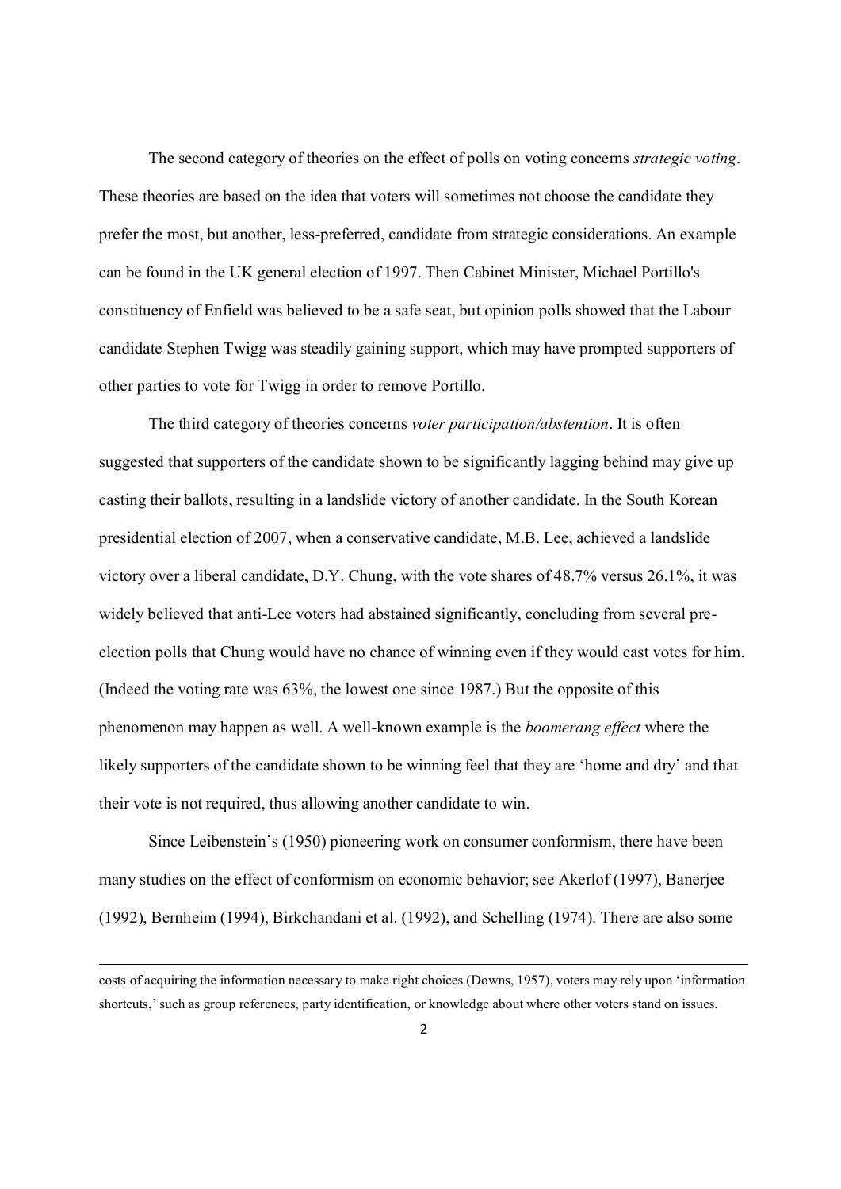The second category of theories on the effect of polls on voting concerns *strategic voting*. These theories are based on the idea that voters will sometimes not choose the candidate they prefer the most, but another, less-preferred, candidate from strategic considerations. An example can be found in the UK general election of 1997. Then Cabinet Minister, Michael Portillo's constituency of Enfield was believed to be a safe seat, but opinion polls showed that the Labour candidate Stephen Twigg was steadily gaining support, which may have prompted supporters of other parties to vote for Twigg in order to remove Portillo.

The third category of theories concerns *voter participation/abstention*. It is often suggested that supporters of the candidate shown to be significantly lagging behind may give up casting their ballots, resulting in a landslide victory of another candidate. In the South Korean presidential election of 2007, when a conservative candidate, M.B. Lee, achieved a landslide victory over a liberal candidate, D.Y. Chung, with the vote shares of 48.7% versus 26.1%, it was widely believed that anti-Lee voters had abstained significantly, concluding from several pre-election polls that Chung would have no chance of winning even if they would cast votes for him. (Indeed the voting rate was 63%, the lowest one since 1987.) But the opposite of this phenomenon may happen as well. A well-known example is the *boomerang effect* where the likely supporters of the candidate shown to be winning feel that they are 'home and dry' and that their vote is not required, thus allowing another candidate to win.

Since Leibenstein's (1950) pioneering work on consumer conformism, there have been many studies on the effect of conformism on economic behavior; see Akerlof (1997), Banerjee (1992), Bernheim (1994), Birkchandani et al. (1992), and Schelling (1974). There are also some

---

costs of acquiring the information necessary to make right choices (Downs, 1957), voters may rely upon 'information shortcuts,' such as group references, party identification, or knowledge about where other voters stand on issues.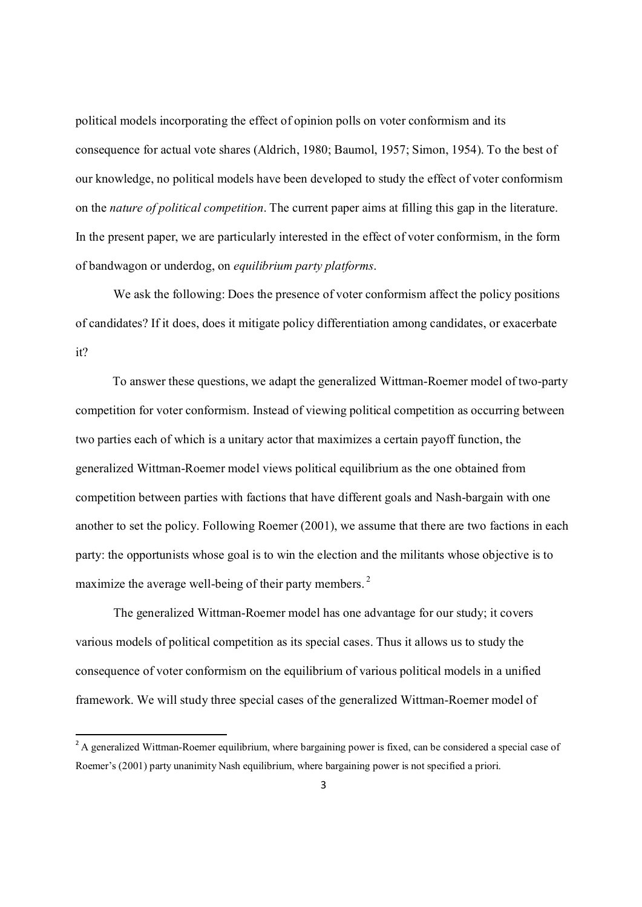political models incorporating the effect of opinion polls on voter conformism and its consequence for actual vote shares (Aldrich, 1980; Baumol, 1957; Simon, 1954). To the best of our knowledge, no political models have been developed to study the effect of voter conformism on the *nature of political competition*. The current paper aims at filling this gap in the literature. In the present paper, we are particularly interested in the effect of voter conformism, in the form of bandwagon or underdog, on *equilibrium party platforms*.

We ask the following: Does the presence of voter conformism affect the policy positions of candidates? If it does, does it mitigate policy differentiation among candidates, or exacerbate it?

To answer these questions, we adapt the generalized Wittman-Roemer model of two-party competition for voter conformism. Instead of viewing political competition as occurring between two parties each of which is a unitary actor that maximizes a certain payoff function, the generalized Wittman-Roemer model views political equilibrium as the one obtained from competition between parties with factions that have different goals and Nash-bargain with one another to set the policy. Following Roemer (2001), we assume that there are two factions in each party: the opportunists whose goal is to win the election and the militants whose objective is to maximize the average well-being of their party members. [2]

The generalized Wittman-Roemer model has one advantage for our study; it covers various models of political competition as its special cases. Thus it allows us to study the consequence of voter conformism on the equilibrium of various political models in a unified framework. We will study three special cases of the generalized Wittman-Roemer model of

[2] A generalized Wittman-Roemer equilibrium, where bargaining power is fixed, can be considered a special case of Roemer's (2001) party unanimity Nash equilibrium, where bargaining power is not specified a priori.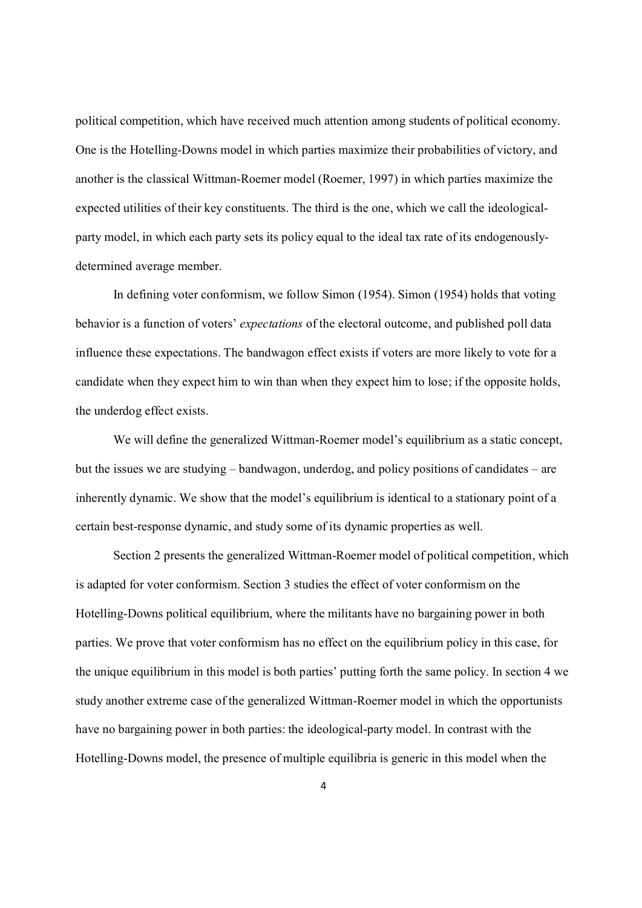political competition, which have received much attention among students of political economy. One is the Hotelling-Downs model in which parties maximize their probabilities of victory, and another is the classical Wittman-Roemer model (Roemer, 1997) in which parties maximize the expected utilities of their key constituents. The third is the one, which we call the ideological-party model, in which each party sets its policy equal to the ideal tax rate of its endogenously-determined average member.

In defining voter conformism, we follow Simon (1954). Simon (1954) holds that voting behavior is a function of voters' *expectations* of the electoral outcome, and published poll data influence these expectations. The bandwagon effect exists if voters are more likely to vote for a candidate when they expect him to win than when they expect him to lose; if the opposite holds, the underdog effect exists.

We will define the generalized Wittman-Roemer model's equilibrium as a static concept, but the issues we are studying – bandwagon, underdog, and policy positions of candidates – are inherently dynamic. We show that the model's equilibrium is identical to a stationary point of a certain best-response dynamic, and study some of its dynamic properties as well.

Section 2 presents the generalized Wittman-Roemer model of political competition, which is adapted for voter conformism. Section 3 studies the effect of voter conformism on the Hotelling-Downs political equilibrium, where the militants have no bargaining power in both parties. We prove that voter conformism has no effect on the equilibrium policy in this case, for the unique equilibrium in this model is both parties' putting forth the same policy. In section 4 we study another extreme case of the generalized Wittman-Roemer model in which the opportunists have no bargaining power in both parties: the ideological-party model. In contrast with the Hotelling-Downs model, the presence of multiple equilibria is generic in this model when the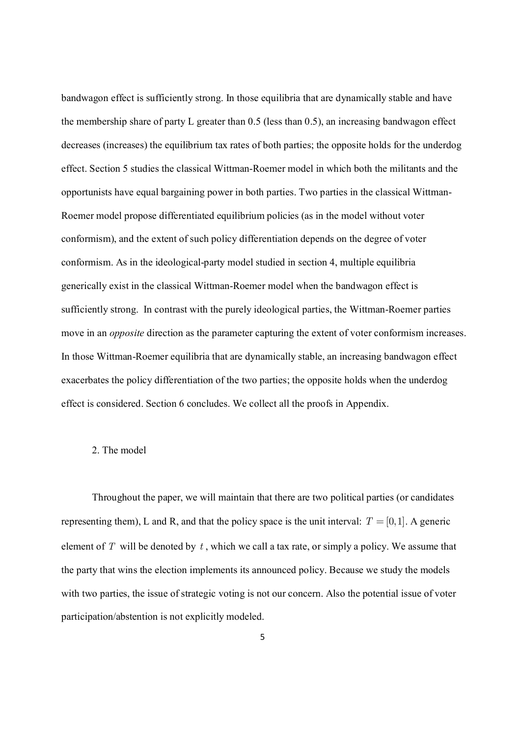bandwagon effect is sufficiently strong. In those equilibria that are dynamically stable and have the membership share of party L greater than 0.5 (less than 0.5), an increasing bandwagon effect decreases (increases) the equilibrium tax rates of both parties; the opposite holds for the underdog effect. Section 5 studies the classical Wittman-Roemer model in which both the militants and the opportunists have equal bargaining power in both parties. Two parties in the classical Wittman-Roemer model propose differentiated equilibrium policies (as in the model without voter conformism), and the extent of such policy differentiation depends on the degree of voter conformism. As in the ideological-party model studied in section 4, multiple equilibria generically exist in the classical Wittman-Roemer model when the bandwagon effect is sufficiently strong. In contrast with the purely ideological parties, the Wittman-Roemer parties move in an *opposite* direction as the parameter capturing the extent of voter conformism increases. In those Wittman-Roemer equilibria that are dynamically stable, an increasing bandwagon effect exacerbates the policy differentiation of the two parties; the opposite holds when the underdog effect is considered. Section 6 concludes. We collect all the proofs in Appendix.

## 2. The model

Throughout the paper, we will maintain that there are two political parties (or candidates representing them), L and R, and that the policy space is the unit interval: $T = [0,1]$. A generic element of $T$ will be denoted by $t$, which we call a tax rate, or simply a policy. We assume that the party that wins the election implements its announced policy. Because we study the models with two parties, the issue of strategic voting is not our concern. Also the potential issue of voter participation/abstention is not explicitly modeled.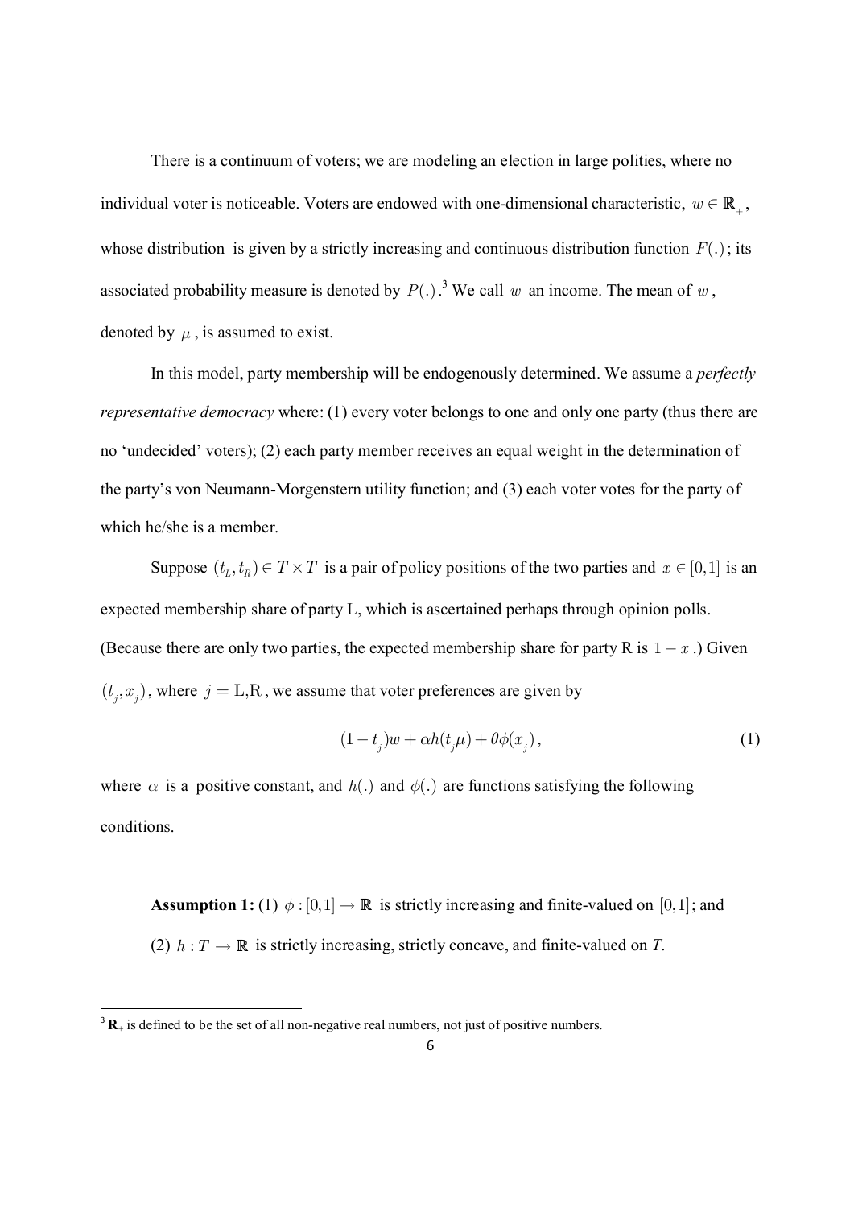There is a continuum of voters; we are modeling an election in large polities, where no individual voter is noticeable. Voters are endowed with one-dimensional characteristic, $w \in \mathbb{R}_+$, whose distribution is given by a strictly increasing and continuous distribution function $F(.)$; its associated probability measure is denoted by $P(.)$.[3] We call $w$ an income. The mean of $w$, denoted by $\mu$, is assumed to exist.

In this model, party membership will be endogenously determined. We assume a *perfectly representative democracy* where: (1) every voter belongs to one and only one party (thus there are no 'undecided' voters); (2) each party member receives an equal weight in the determination of the party's von Neumann-Morgenstern utility function; and (3) each voter votes for the party of which he/she is a member.

Suppose $(t_L, t_R) \in T \times T$ is a pair of policy positions of the two parties and $x \in [0,1]$ is an expected membership share of party L, which is ascertained perhaps through opinion polls. (Because there are only two parties, the expected membership share for party R is $1 - x$.) Given $(t_j, x_j)$, where $j = \text{L,R}$, we assume that voter preferences are given by

$$(1 - t_j)w + \alpha h(t_j \mu) + \theta \phi(x_j), \tag{1}$$

where $\alpha$ is a positive constant, and $h(.)$ and $\phi(.)$ are functions satisfying the following conditions.

**Assumption 1:** (1) $\phi : [0,1] \to \mathbb{R}$ is strictly increasing and finite-valued on $[0,1]$; and (2) $h : T \to \mathbb{R}$ is strictly increasing, strictly concave, and finite-valued on *T*.

[3] $\mathbf{R}_+$ is defined to be the set of all non-negative real numbers, not just of positive numbers.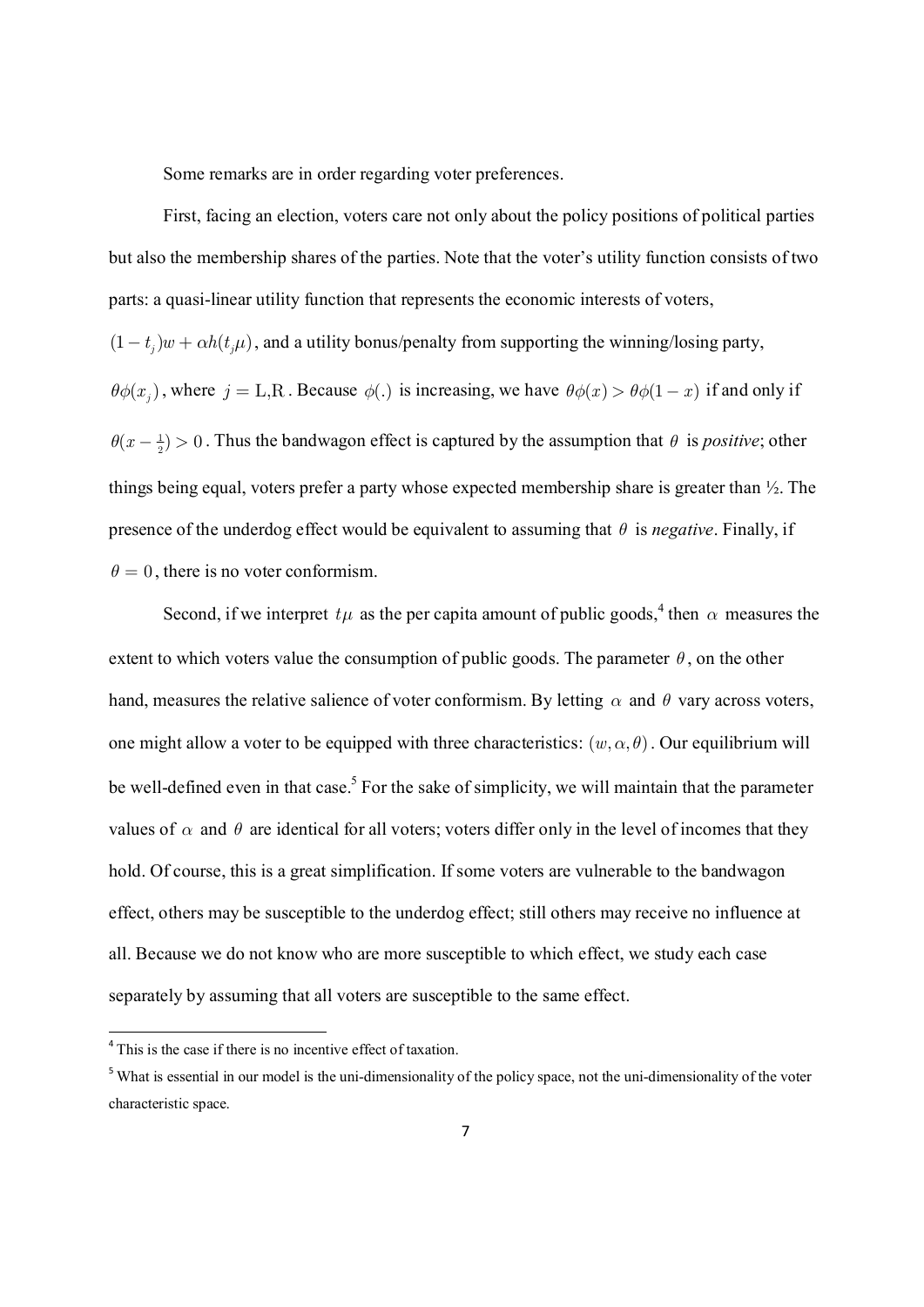Some remarks are in order regarding voter preferences.

First, facing an election, voters care not only about the policy positions of political parties but also the membership shares of the parties. Note that the voter's utility function consists of two parts: a quasi-linear utility function that represents the economic interests of voters, $(1-t_j)w + \alpha h(t_j \mu)$, and a utility bonus/penalty from supporting the winning/losing party, $\theta\phi(x_j)$, where $j = \mathrm{L,R}$. Because $\phi(.)$ is increasing, we have $\theta\phi(x) > \theta\phi(1-x)$ if and only if $\theta(x - \frac{1}{2}) > 0$. Thus the bandwagon effect is captured by the assumption that $\theta$ is *positive*; other things being equal, voters prefer a party whose expected membership share is greater than ½. The presence of the underdog effect would be equivalent to assuming that $\theta$ is *negative*. Finally, if $\theta = 0$, there is no voter conformism.

Second, if we interpret $t\mu$ as the per capita amount of public goods,[4] then $\alpha$ measures the extent to which voters value the consumption of public goods. The parameter $\theta$, on the other hand, measures the relative salience of voter conformism. By letting $\alpha$ and $\theta$ vary across voters, one might allow a voter to be equipped with three characteristics: $(w, \alpha, \theta)$. Our equilibrium will be well-defined even in that case.[5] For the sake of simplicity, we will maintain that the parameter values of $\alpha$ and $\theta$ are identical for all voters; voters differ only in the level of incomes that they hold. Of course, this is a great simplification. If some voters are vulnerable to the bandwagon effect, others may be susceptible to the underdog effect; still others may receive no influence at all. Because we do not know who are more susceptible to which effect, we study each case separately by assuming that all voters are susceptible to the same effect.

---

[4] This is the case if there is no incentive effect of taxation.

[5] What is essential in our model is the uni-dimensionality of the policy space, not the uni-dimensionality of the voter characteristic space.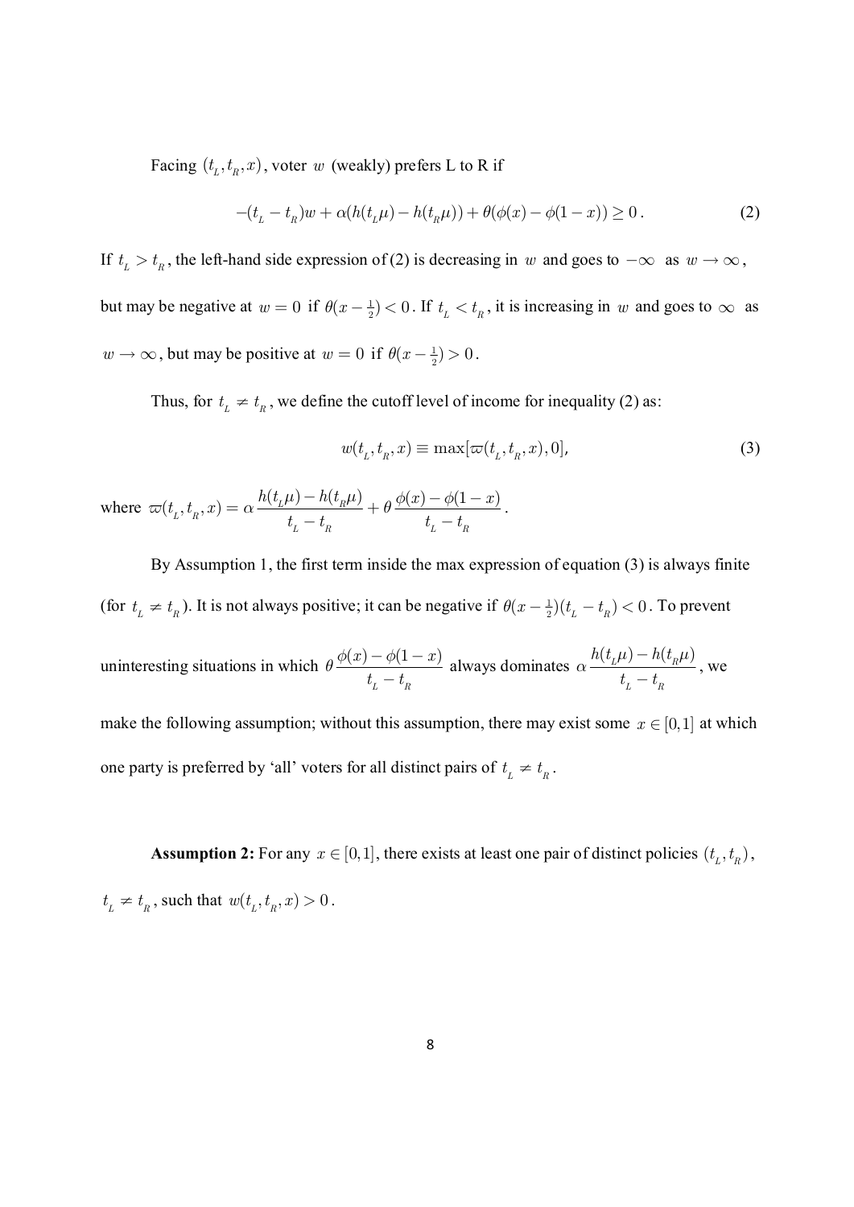Facing $(t_L, t_R, x)$, voter $w$ (weakly) prefers L to R if

$$-(t_L - t_R)w + \alpha(h(t_L\mu) - h(t_R\mu)) + \theta(\phi(x) - \phi(1-x)) \geq 0\,. \tag{2}$$

If $t_L > t_R$, the left-hand side expression of (2) is decreasing in $w$ and goes to $-\infty$ as $w \to \infty$, but may be negative at $w = 0$ if $\theta(x - \frac{1}{2}) < 0$. If $t_L < t_R$, it is increasing in $w$ and goes to $\infty$ as $w \to \infty$, but may be positive at $w = 0$ if $\theta(x - \frac{1}{2}) > 0$.

Thus, for $t_L \neq t_R$, we define the cutoff level of income for inequality (2) as:

$$w(t_L, t_R, x) \equiv \max[\varpi(t_L, t_R, x), 0], \tag{3}$$

where $\varpi(t_L, t_R, x) = \alpha \dfrac{h(t_L\mu) - h(t_R\mu)}{t_L - t_R} + \theta \dfrac{\phi(x) - \phi(1-x)}{t_L - t_R}$.

By Assumption 1, the first term inside the max expression of equation (3) is always finite (for $t_L \neq t_R$). It is not always positive; it can be negative if $\theta(x - \frac{1}{2})(t_L - t_R) < 0$. To prevent uninteresting situations in which $\theta \dfrac{\phi(x) - \phi(1-x)}{t_L - t_R}$ always dominates $\alpha \dfrac{h(t_L\mu) - h(t_R\mu)}{t_L - t_R}$, we make the following assumption; without this assumption, there may exist some $x \in [0,1]$ at which one party is preferred by 'all' voters for all distinct pairs of $t_L \neq t_R$.

**Assumption 2:** For any $x \in [0,1]$, there exists at least one pair of distinct policies $(t_L, t_R)$, $t_L \neq t_R$, such that $w(t_L, t_R, x) > 0$.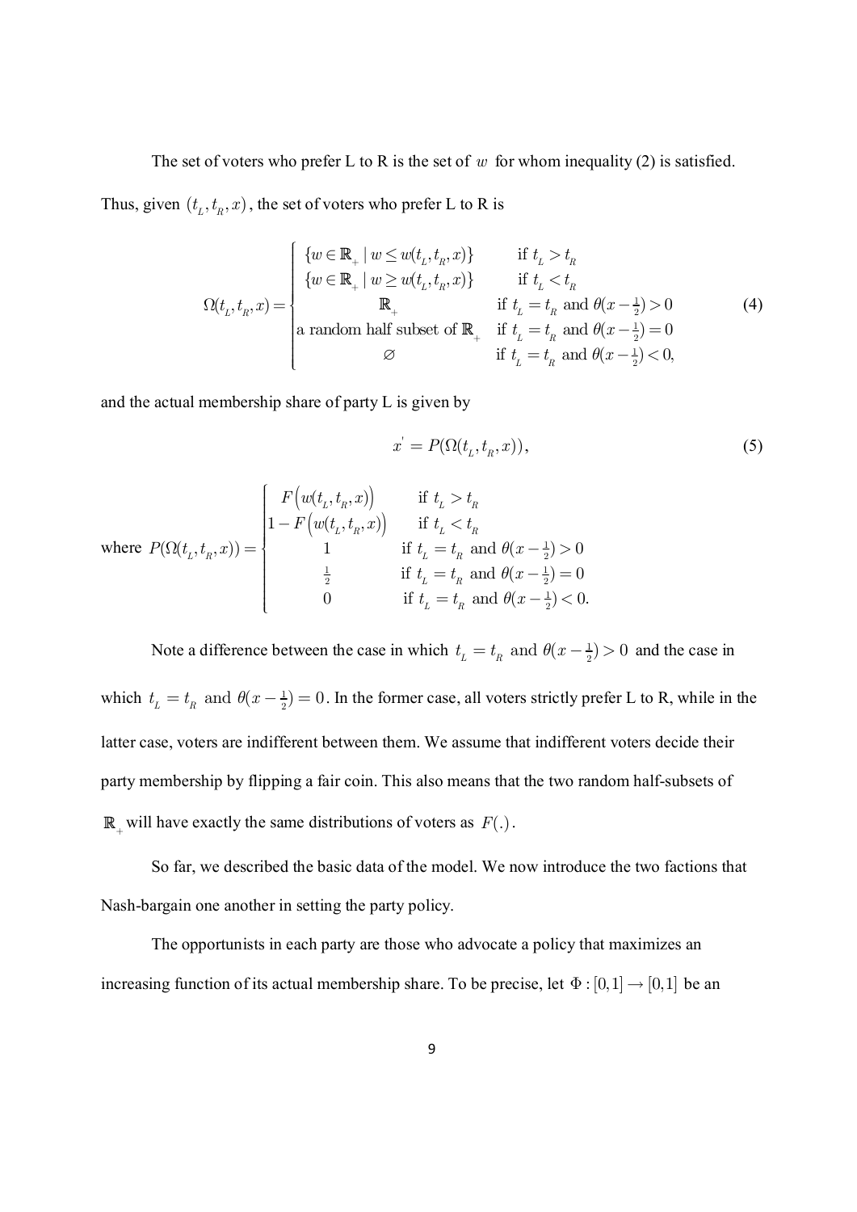The set of voters who prefer L to R is the set of $w$ for whom inequality (2) is satisfied. Thus, given $(t_L, t_R, x)$, the set of voters who prefer L to R is

$$\Omega(t_L, t_R, x) = \begin{cases} \{w \in \mathbb{R}_+ \mid w \leq w(t_L, t_R, x)\} & \text{if } t_L > t_R \\ \{w \in \mathbb{R}_+ \mid w \geq w(t_L, t_R, x)\} & \text{if } t_L < t_R \\ \mathbb{R}_+ & \text{if } t_L = t_R \text{ and } \theta(x - \frac{1}{2}) > 0 \\ \text{a random half subset of } \mathbb{R}_+ & \text{if } t_L = t_R \text{ and } \theta(x - \frac{1}{2}) = 0 \\ \varnothing & \text{if } t_L = t_R \text{ and } \theta(x - \frac{1}{2}) < 0, \end{cases} \tag{4}$$

and the actual membership share of party L is given by

$$x' = P(\Omega(t_L, t_R, x)), \tag{5}$$

where $P(\Omega(t_L, t_R, x)) = \begin{cases} F\left(w(t_L, t_R, x)\right) & \text{if } t_L > t_R \\ 1 - F\left(w(t_L, t_R, x)\right) & \text{if } t_L < t_R \\ 1 & \text{if } t_L = t_R \text{ and } \theta(x - \frac{1}{2}) > 0 \\ \frac{1}{2} & \text{if } t_L = t_R \text{ and } \theta(x - \frac{1}{2}) = 0 \\ 0 & \text{if } t_L = t_R \text{ and } \theta(x - \frac{1}{2}) < 0. \end{cases}$

Note a difference between the case in which $t_L = t_R$ and $\theta(x - \frac{1}{2}) > 0$ and the case in which $t_L = t_R$ and $\theta(x - \frac{1}{2}) = 0$. In the former case, all voters strictly prefer L to R, while in the latter case, voters are indifferent between them. We assume that indifferent voters decide their party membership by flipping a fair coin. This also means that the two random half-subsets of $\mathbb{R}_+$ will have exactly the same distributions of voters as $F(.)$.

So far, we described the basic data of the model. We now introduce the two factions that Nash-bargain one another in setting the party policy.

The opportunists in each party are those who advocate a policy that maximizes an increasing function of its actual membership share. To be precise, let $\Phi : [0,1] \to [0,1]$ be an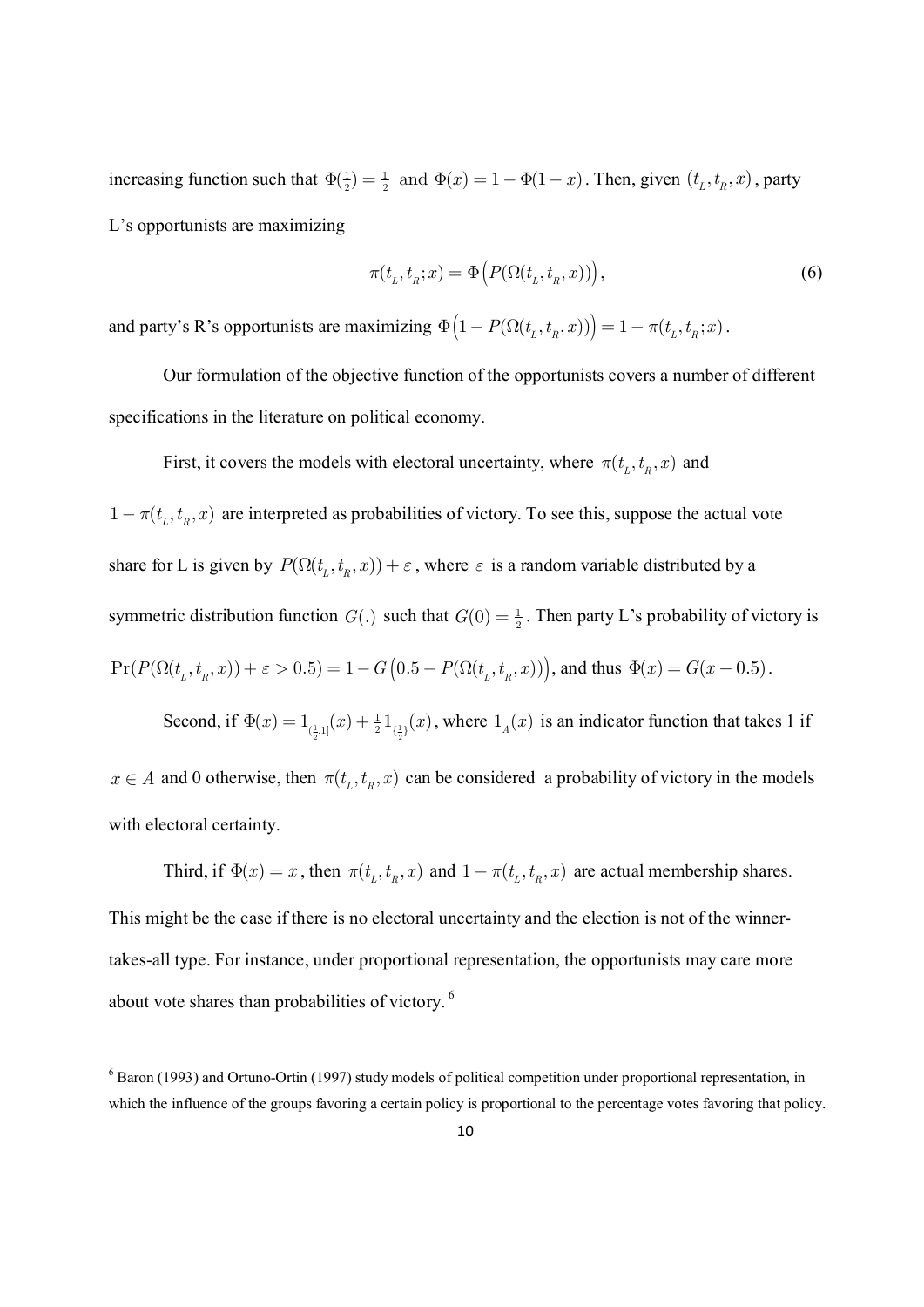increasing function such that $\Phi(\frac{1}{2}) = \frac{1}{2}$ and $\Phi(x) = 1 - \Phi(1-x)$. Then, given $(t_L, t_R, x)$, party L's opportunists are maximizing

$$\pi(t_L, t_R; x) = \Phi\Big(P(\Omega(t_L, t_R, x))\Big), \tag{6}$$

and party's R's opportunists are maximizing $\Phi\Big(1 - P(\Omega(t_L, t_R, x))\Big) = 1 - \pi(t_L, t_R; x)$.

Our formulation of the objective function of the opportunists covers a number of different specifications in the literature on political economy.

First, it covers the models with electoral uncertainty, where $\pi(t_L, t_R, x)$ and $1 - \pi(t_L, t_R, x)$ are interpreted as probabilities of victory. To see this, suppose the actual vote share for L is given by $P(\Omega(t_L, t_R, x)) + \varepsilon$, where $\varepsilon$ is a random variable distributed by a symmetric distribution function $G(.)$ such that $G(0) = \frac{1}{2}$. Then party L's probability of victory is $\Pr(P(\Omega(t_L, t_R, x)) + \varepsilon > 0.5) = 1 - G\big(0.5 - P(\Omega(t_L, t_R, x))\big)$, and thus $\Phi(x) = G(x - 0.5)$.

Second, if $\Phi(x) = 1_{(\frac{1}{2},1]}(x) + \frac{1}{2} 1_{\{\frac{1}{2}\}}(x)$, where $1_A(x)$ is an indicator function that takes 1 if $x \in A$ and 0 otherwise, then $\pi(t_L, t_R, x)$ can be considered a probability of victory in the models with electoral certainty.

Third, if $\Phi(x) = x$, then $\pi(t_L, t_R, x)$ and $1 - \pi(t_L, t_R, x)$ are actual membership shares. This might be the case if there is no electoral uncertainty and the election is not of the winner-takes-all type. For instance, under proportional representation, the opportunists may care more about vote shares than probabilities of victory. [6]

---

[6] Baron (1993) and Ortuno-Ortin (1997) study models of political competition under proportional representation, in which the influence of the groups favoring a certain policy is proportional to the percentage votes favoring that policy.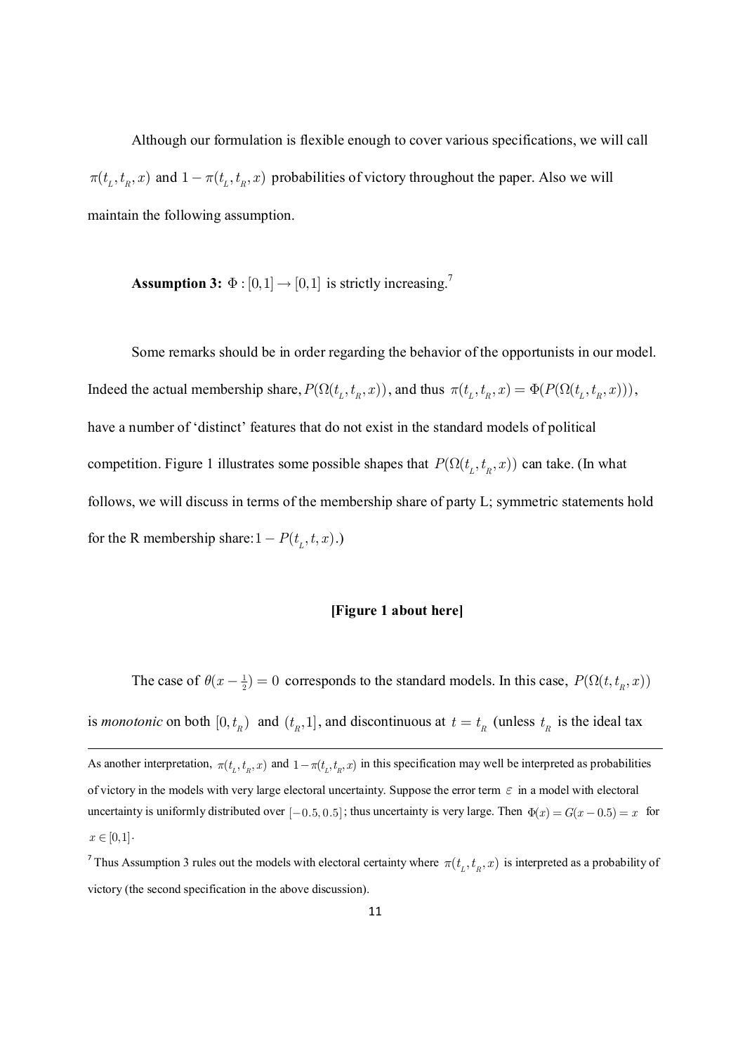Although our formulation is flexible enough to cover various specifications, we will call $\pi(t_L, t_R, x)$ and $1-\pi(t_L, t_R, x)$ probabilities of victory throughout the paper. Also we will maintain the following assumption.

**Assumption 3:** $\Phi : [0,1] \to [0,1]$ is strictly increasing.[7]

Some remarks should be in order regarding the behavior of the opportunists in our model. Indeed the actual membership share, $P(\Omega(t_L, t_R, x))$, and thus $\pi(t_L, t_R, x) = \Phi(P(\Omega(t_L, t_R, x)))$, have a number of 'distinct' features that do not exist in the standard models of political competition. Figure 1 illustrates some possible shapes that $P(\Omega(t_L, t_R, x))$ can take. (In what follows, we will discuss in terms of the membership share of party L; symmetric statements hold for the R membership share: $1 - P(t_L, t, x)$.)

**[Figure 1 about here]**

The case of $\theta(x - \frac{1}{2}) = 0$ corresponds to the standard models. In this case, $P(\Omega(t, t_R, x))$ is *monotonic* on both $[0, t_R)$ and $(t_R, 1]$, and discontinuous at $t = t_R$ (unless $t_R$ is the ideal tax

---

As another interpretation, $\pi(t_L, t_R, x)$ and $1-\pi(t_L, t_R, x)$ in this specification may well be interpreted as probabilities of victory in the models with very large electoral uncertainty. Suppose the error term $\varepsilon$ in a model with electoral uncertainty is uniformly distributed over $[-0.5, 0.5]$; thus uncertainty is very large. Then $\Phi(x) = G(x - 0.5) = x$ for $x \in [0,1]$.

[7] Thus Assumption 3 rules out the models with electoral certainty where $\pi(t_L, t_R, x)$ is interpreted as a probability of victory (the second specification in the above discussion).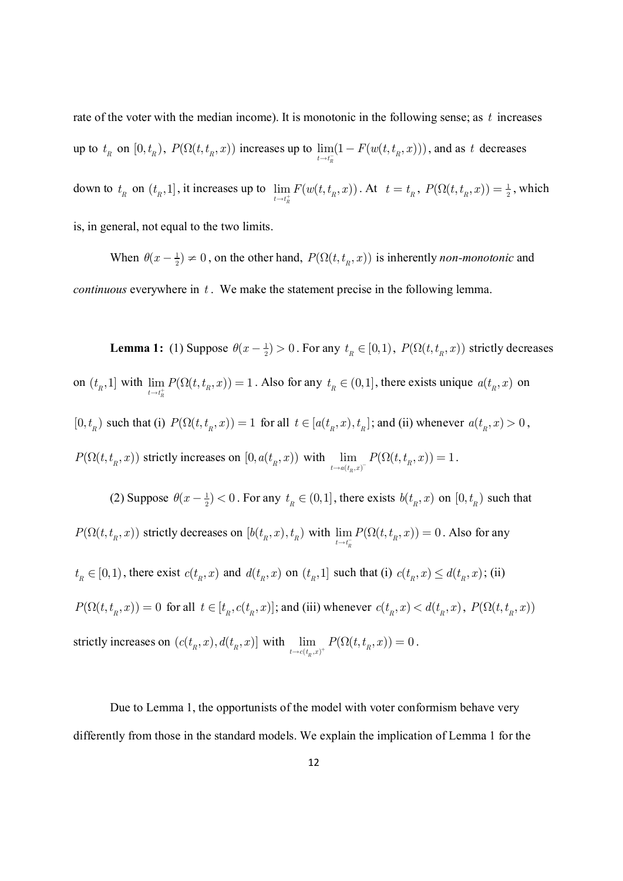rate of the voter with the median income). It is monotonic in the following sense; as $t$ increases up to $t_R$ on $[0, t_R)$, $P(\Omega(t, t_R, x))$ increases up to $\lim_{t \to t_R^-}(1 - F(w(t, t_R, x)))$, and as $t$ decreases down to $t_R$ on $(t_R, 1]$, it increases up to $\lim_{t \to t_R^+} F(w(t, t_R, x))$. At $t = t_R$, $P(\Omega(t, t_R, x)) = \frac{1}{2}$, which is, in general, not equal to the two limits.

When $\theta(x - \frac{1}{2}) \neq 0$, on the other hand, $P(\Omega(t, t_R, x))$ is inherently *non-monotonic* and *continuous* everywhere in $t$. We make the statement precise in the following lemma.

**Lemma 1:** (1) Suppose $\theta(x - \frac{1}{2}) > 0$. For any $t_R \in [0,1)$, $P(\Omega(t, t_R, x))$ strictly decreases on $(t_R, 1]$ with $\lim_{t \to t_R^+} P(\Omega(t, t_R, x)) = 1$. Also for any $t_R \in (0,1]$, there exists unique $a(t_R, x)$ on $[0, t_R)$ such that (i) $P(\Omega(t, t_R, x)) = 1$ for all $t \in [a(t_R, x), t_R]$; and (ii) whenever $a(t_R, x) > 0$, $P(\Omega(t, t_R, x))$ strictly increases on $[0, a(t_R, x))$ with $\lim_{t \to a(t_R, x)^-} P(\Omega(t, t_R, x)) = 1$.

(2) Suppose $\theta(x - \frac{1}{2}) < 0$. For any $t_R \in (0,1]$, there exists $b(t_R, x)$ on $[0, t_R)$ such that $P(\Omega(t, t_R, x))$ strictly decreases on $[b(t_R, x), t_R)$ with $\lim_{t \to t_R^-} P(\Omega(t, t_R, x)) = 0$. Also for any $t_R \in [0,1)$, there exist $c(t_R, x)$ and $d(t_R, x)$ on $(t_R, 1]$ such that (i) $c(t_R, x) \leq d(t_R, x)$; (ii) $P(\Omega(t, t_R, x)) = 0$ for all $t \in [t_R, c(t_R, x)]$; and (iii) whenever $c(t_R, x) < d(t_R, x)$, $P(\Omega(t, t_R, x))$ strictly increases on $(c(t_R, x), d(t_R, x)]$ with $\lim_{t \to c(t_R, x)^+} P(\Omega(t, t_R, x)) = 0$.

Due to Lemma 1, the opportunists of the model with voter conformism behave very differently from those in the standard models. We explain the implication of Lemma 1 for the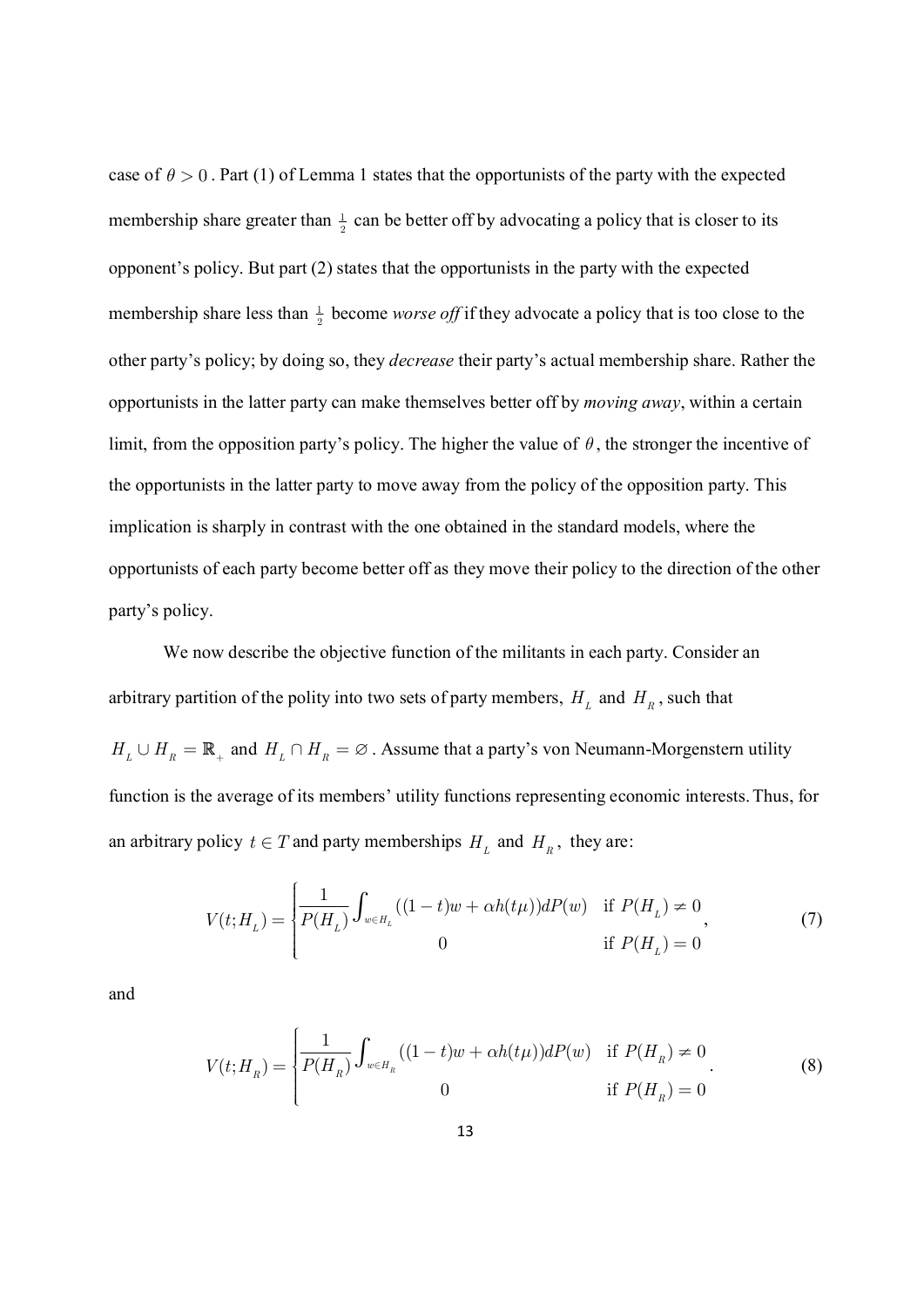case of $\theta > 0$. Part (1) of Lemma 1 states that the opportunists of the party with the expected membership share greater than $\frac{1}{2}$ can be better off by advocating a policy that is closer to its opponent's policy. But part (2) states that the opportunists in the party with the expected membership share less than $\frac{1}{2}$ become *worse off* if they advocate a policy that is too close to the other party's policy; by doing so, they *decrease* their party's actual membership share. Rather the opportunists in the latter party can make themselves better off by *moving away*, within a certain limit, from the opposition party's policy. The higher the value of $\theta$, the stronger the incentive of the opportunists in the latter party to move away from the policy of the opposition party. This implication is sharply in contrast with the one obtained in the standard models, where the opportunists of each party become better off as they move their policy to the direction of the other party's policy.

We now describe the objective function of the militants in each party. Consider an arbitrary partition of the polity into two sets of party members, $H_L$ and $H_R$, such that $H_L \cup H_R = \mathbb{R}_+$ and $H_L \cap H_R = \varnothing$. Assume that a party's von Neumann-Morgenstern utility function is the average of its members' utility functions representing economic interests. Thus, for an arbitrary policy $t \in T$ and party memberships $H_L$ and $H_R$, they are:

$$V(t;H_L) = \begin{cases} \dfrac{1}{P(H_L)} \displaystyle\int_{w \in H_L} ((1-t)w + \alpha h(t\mu))dP(w) & \text{if } P(H_L) \neq 0 \\ 0 & \text{if } P(H_L) = 0 \end{cases}, \tag{7}$$

and

$$V(t;H_R) = \begin{cases} \dfrac{1}{P(H_R)} \displaystyle\int_{w \in H_R} ((1-t)w + \alpha h(t\mu))dP(w) & \text{if } P(H_R) \neq 0 \\ 0 & \text{if } P(H_R) = 0 \end{cases}. \tag{8}$$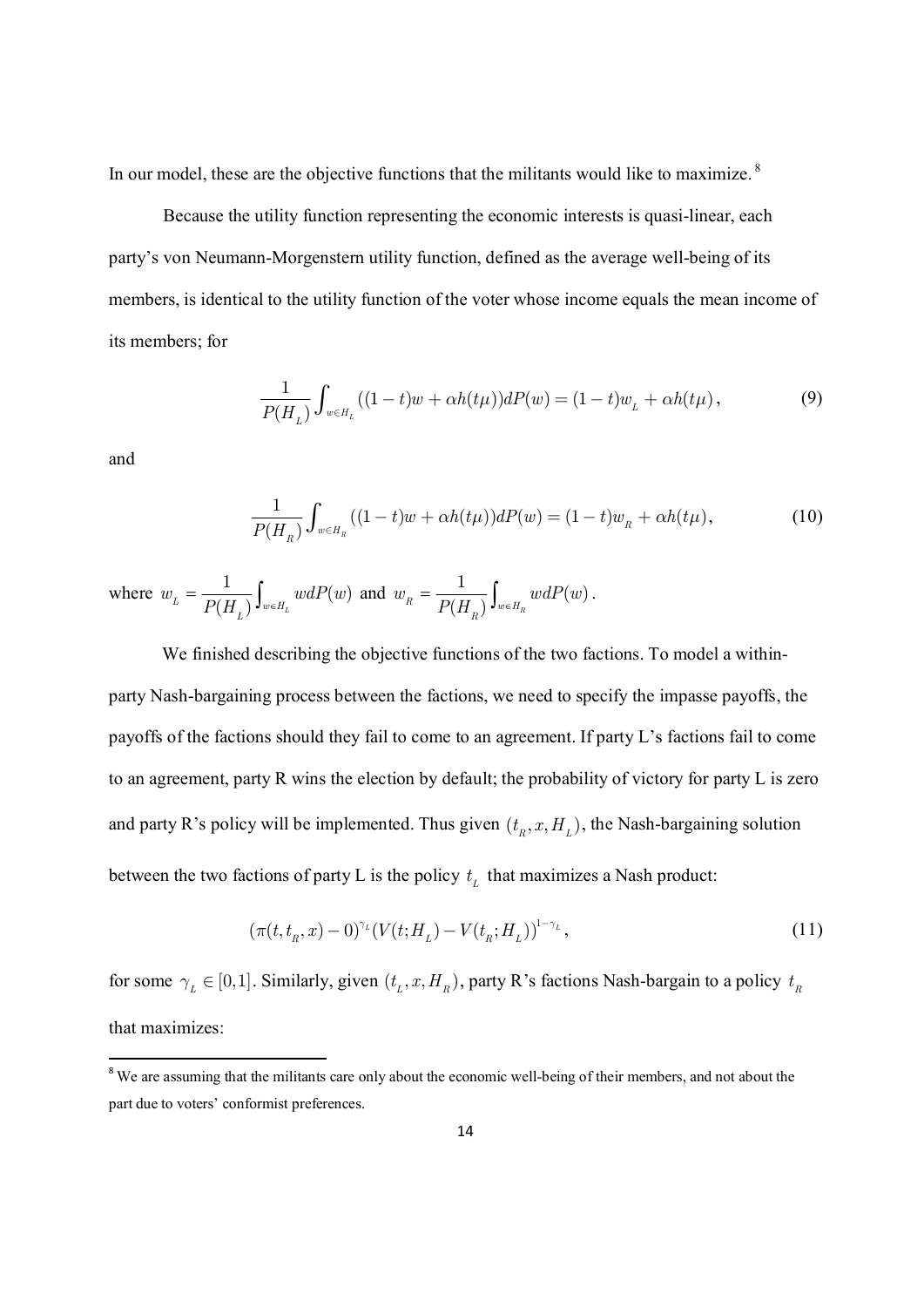In our model, these are the objective functions that the militants would like to maximize. [8]

Because the utility function representing the economic interests is quasi-linear, each party's von Neumann-Morgenstern utility function, defined as the average well-being of its members, is identical to the utility function of the voter whose income equals the mean income of its members; for

$$\frac{1}{P(H_L)}\int_{w\in H_L}((1-t)w+\alpha h(t\mu))dP(w)=(1-t)w_L+\alpha h(t\mu)\,, \tag{9}$$

and

$$\frac{1}{P(H_R)}\int_{w\in H_R}((1-t)w+\alpha h(t\mu))dP(w)=(1-t)w_R+\alpha h(t\mu), \tag{10}$$

where $w_L=\dfrac{1}{P(H_L)}\displaystyle\int_{w\in H_L}wdP(w)$ and $w_R=\dfrac{1}{P(H_R)}\displaystyle\int_{w\in H_R}wdP(w)$.

We finished describing the objective functions of the two factions. To model a within-party Nash-bargaining process between the factions, we need to specify the impasse payoffs, the payoffs of the factions should they fail to come to an agreement. If party L's factions fail to come to an agreement, party R wins the election by default; the probability of victory for party L is zero and party R's policy will be implemented. Thus given $(t_R,x,H_L)$, the Nash-bargaining solution between the two factions of party L is the policy $t_L$ that maximizes a Nash product:

$$(\pi(t,t_R,x)-0)^{\gamma_L}(V(t;H_L)-V(t_R;H_L))^{1-\gamma_L}\,, \tag{11}$$

for some $\gamma_L\in[0,1]$. Similarly, given $(t_L,x,H_R)$, party R's factions Nash-bargain to a policy $t_R$ that maximizes:

[8] We are assuming that the militants care only about the economic well-being of their members, and not about the part due to voters' conformist preferences.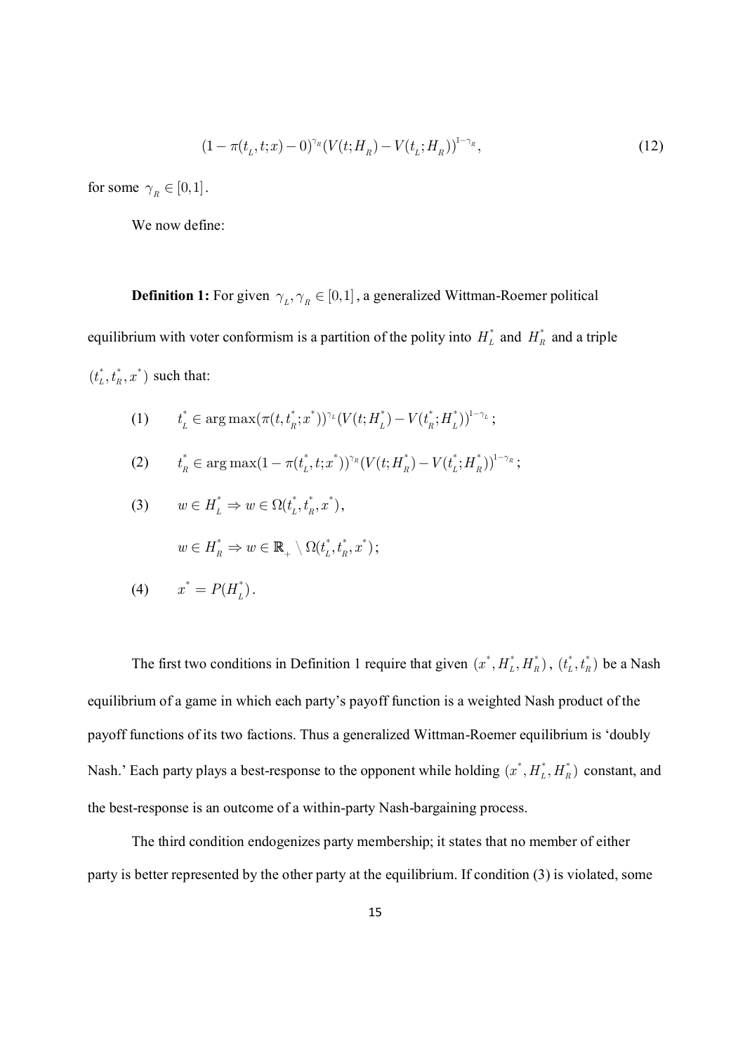$$(1 - \pi(t_L, t; x) - 0)^{\gamma_R} (V(t; H_R) - V(t_L; H_R))^{1-\gamma_R}, \tag{12}$$

for some $\gamma_R \in [0,1]$.

We now define:

**Definition 1:** For given $\gamma_L, \gamma_R \in [0,1]$, a generalized Wittman-Roemer political equilibrium with voter conformism is a partition of the polity into $H_L^*$ and $H_R^*$ and a triple $(t_L^*, t_R^*, x^*)$ such that:

(1) $\quad t_L^* \in \arg\max(\pi(t, t_R^*; x^*))^{\gamma_L} (V(t; H_L^*) - V(t_R^*; H_L^*))^{1-\gamma_L}$;

(2) $\quad t_R^* \in \arg\max(1 - \pi(t_L^*, t; x^*))^{\gamma_R} (V(t; H_R^*) - V(t_L^*; H_R^*))^{1-\gamma_R}$;

(3) $\quad w \in H_L^* \Rightarrow w \in \Omega(t_L^*, t_R^*, x^*)$,

$\quad w \in H_R^* \Rightarrow w \in \mathbb{R}_+ \setminus \Omega(t_L^*, t_R^*, x^*)$;

(4) $\quad x^* = P(H_L^*)$.

The first two conditions in Definition 1 require that given $(x^*, H_L^*, H_R^*)$, $(t_L^*, t_R^*)$ be a Nash equilibrium of a game in which each party's payoff function is a weighted Nash product of the payoff functions of its two factions. Thus a generalized Wittman-Roemer equilibrium is 'doubly Nash.' Each party plays a best-response to the opponent while holding $(x^*, H_L^*, H_R^*)$ constant, and the best-response is an outcome of a within-party Nash-bargaining process.

The third condition endogenizes party membership; it states that no member of either party is better represented by the other party at the equilibrium. If condition (3) is violated, some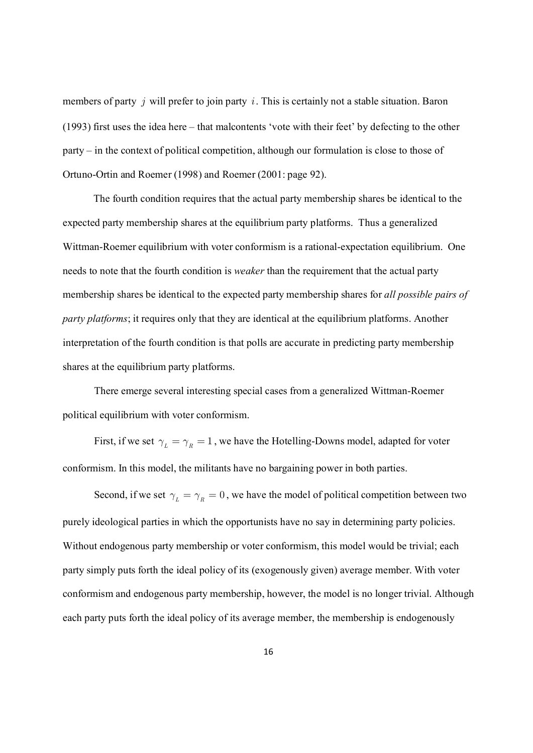members of party $j$ will prefer to join party $i$. This is certainly not a stable situation. Baron (1993) first uses the idea here – that malcontents 'vote with their feet' by defecting to the other party – in the context of political competition, although our formulation is close to those of Ortuno-Ortin and Roemer (1998) and Roemer (2001: page 92).

The fourth condition requires that the actual party membership shares be identical to the expected party membership shares at the equilibrium party platforms. Thus a generalized Wittman-Roemer equilibrium with voter conformism is a rational-expectation equilibrium. One needs to note that the fourth condition is *weaker* than the requirement that the actual party membership shares be identical to the expected party membership shares for *all possible pairs of party platforms*; it requires only that they are identical at the equilibrium platforms. Another interpretation of the fourth condition is that polls are accurate in predicting party membership shares at the equilibrium party platforms.

There emerge several interesting special cases from a generalized Wittman-Roemer political equilibrium with voter conformism.

First, if we set $\gamma_L = \gamma_R = 1$, we have the Hotelling-Downs model, adapted for voter conformism. In this model, the militants have no bargaining power in both parties.

Second, if we set $\gamma_L = \gamma_R = 0$, we have the model of political competition between two purely ideological parties in which the opportunists have no say in determining party policies. Without endogenous party membership or voter conformism, this model would be trivial; each party simply puts forth the ideal policy of its (exogenously given) average member. With voter conformism and endogenous party membership, however, the model is no longer trivial. Although each party puts forth the ideal policy of its average member, the membership is endogenously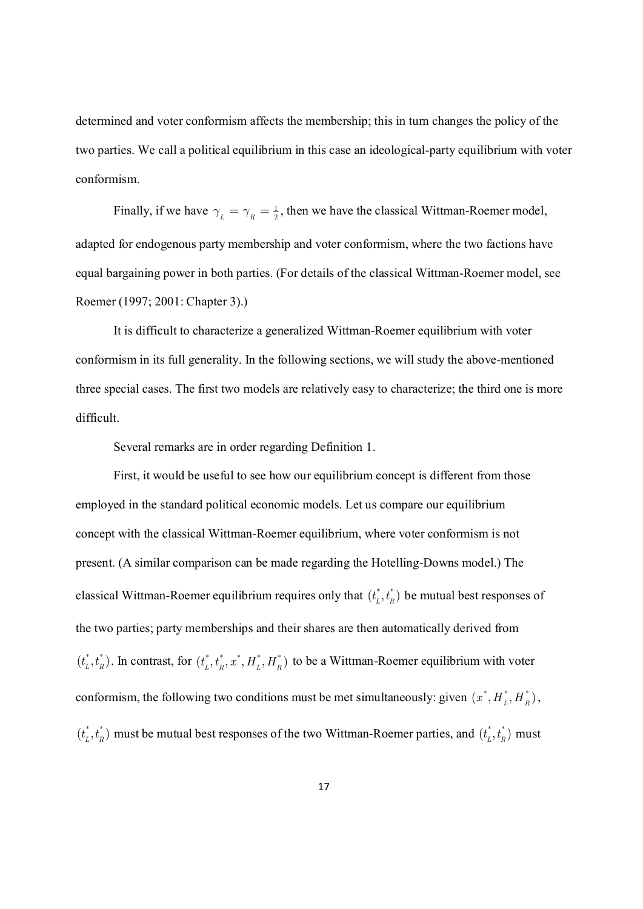determined and voter conformism affects the membership; this in turn changes the policy of the two parties. We call a political equilibrium in this case an ideological-party equilibrium with voter conformism.

Finally, if we have $\gamma_L = \gamma_R = \frac{1}{2}$, then we have the classical Wittman-Roemer model, adapted for endogenous party membership and voter conformism, where the two factions have equal bargaining power in both parties. (For details of the classical Wittman-Roemer model, see Roemer (1997; 2001: Chapter 3).)

It is difficult to characterize a generalized Wittman-Roemer equilibrium with voter conformism in its full generality. In the following sections, we will study the above-mentioned three special cases. The first two models are relatively easy to characterize; the third one is more difficult.

Several remarks are in order regarding Definition 1.

First, it would be useful to see how our equilibrium concept is different from those employed in the standard political economic models. Let us compare our equilibrium concept with the classical Wittman-Roemer equilibrium, where voter conformism is not present. (A similar comparison can be made regarding the Hotelling-Downs model.) The classical Wittman-Roemer equilibrium requires only that $(t_L^*, t_R^*)$ be mutual best responses of the two parties; party memberships and their shares are then automatically derived from $(t_L^*, t_R^*)$. In contrast, for $(t_L^*, t_R^*, x^*, H_L^*, H_R^*)$ to be a Wittman-Roemer equilibrium with voter conformism, the following two conditions must be met simultaneously: given $(x^*, H_L^*, H_R^*)$, $(t_L^*, t_R^*)$ must be mutual best responses of the two Wittman-Roemer parties, and $(t_L^*, t_R^*)$ must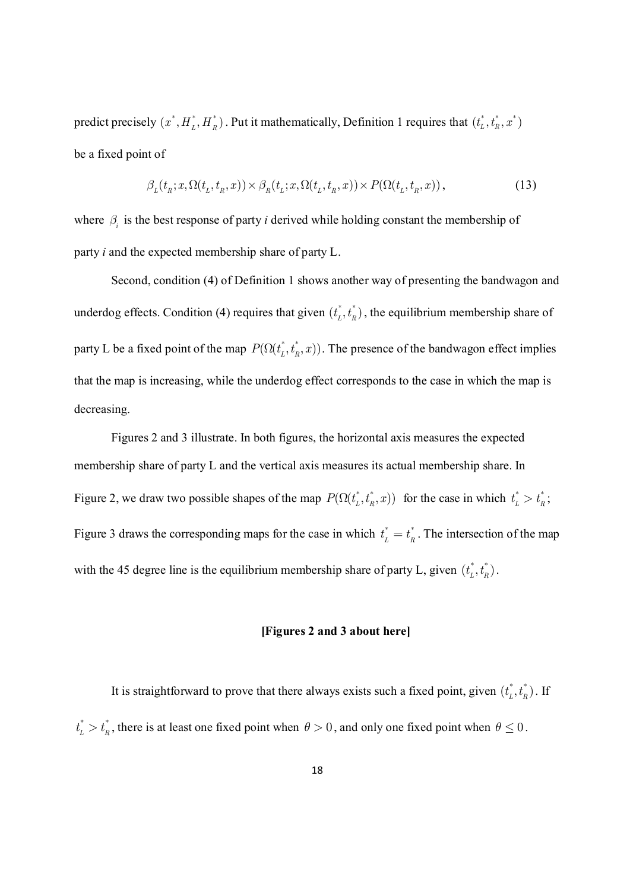predict precisely $(x^*, H_L^*, H_R^*)$. Put it mathematically, Definition 1 requires that $(t_L^*, t_R^*, x^*)$ be a fixed point of

$$\beta_L(t_R; x, \Omega(t_L, t_R, x)) \times \beta_R(t_L; x, \Omega(t_L, t_R, x)) \times P(\Omega(t_L, t_R, x)), \tag{13}$$

where $\beta_i$ is the best response of party *i* derived while holding constant the membership of party *i* and the expected membership share of party L.

Second, condition (4) of Definition 1 shows another way of presenting the bandwagon and underdog effects. Condition (4) requires that given $(t_L^*, t_R^*)$, the equilibrium membership share of party L be a fixed point of the map $P(\Omega(t_L^*, t_R^*, x))$. The presence of the bandwagon effect implies that the map is increasing, while the underdog effect corresponds to the case in which the map is decreasing.

Figures 2 and 3 illustrate. In both figures, the horizontal axis measures the expected membership share of party L and the vertical axis measures its actual membership share. In Figure 2, we draw two possible shapes of the map $P(\Omega(t_L^*, t_R^*, x))$ for the case in which $t_L^* > t_R^*$; Figure 3 draws the corresponding maps for the case in which $t_L^* = t_R^*$. The intersection of the map with the 45 degree line is the equilibrium membership share of party L, given $(t_L^*, t_R^*)$.

**[Figures 2 and 3 about here]**

It is straightforward to prove that there always exists such a fixed point, given $(t_L^*, t_R^*)$. If $t_L^* > t_R^*$, there is at least one fixed point when $\theta > 0$, and only one fixed point when $\theta \leq 0$.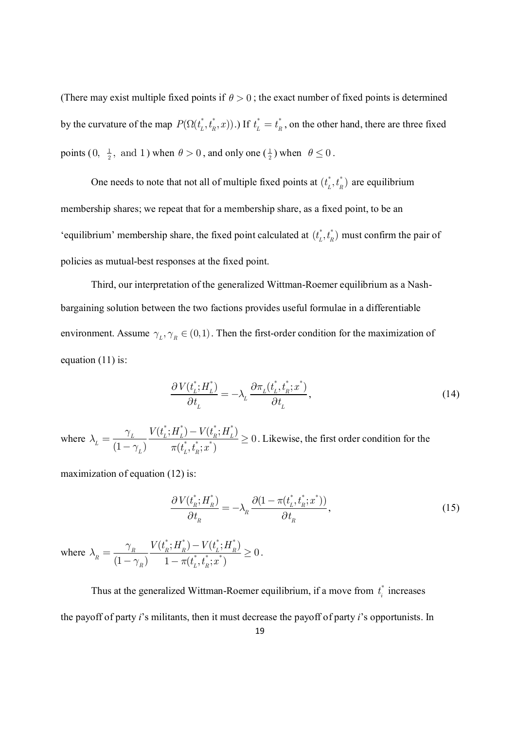(There may exist multiple fixed points if $\theta > 0$; the exact number of fixed points is determined by the curvature of the map $P(\Omega(t_L^*, t_R^*, x))$.) If $t_L^* = t_R^*$, on the other hand, there are three fixed points ($0,\ \frac{1}{2},\ \text{and } 1$) when $\theta > 0$, and only one ($\frac{1}{2}$) when $\theta \leq 0$.

One needs to note that not all of multiple fixed points at $(t_L^*, t_R^*)$ are equilibrium membership shares; we repeat that for a membership share, as a fixed point, to be an 'equilibrium' membership share, the fixed point calculated at $(t_L^*, t_R^*)$ must confirm the pair of policies as mutual-best responses at the fixed point.

Third, our interpretation of the generalized Wittman-Roemer equilibrium as a Nash-bargaining solution between the two factions provides useful formulae in a differentiable environment. Assume $\gamma_L, \gamma_R \in (0,1)$. Then the first-order condition for the maximization of equation (11) is:

$$\frac{\partial V(t_L^*; H_L^*)}{\partial t_L} = -\lambda_L \frac{\partial \pi_L(t_L^*, t_R^*; x^*)}{\partial t_L}, \tag{14}$$

where $\lambda_L = \dfrac{\gamma_L}{(1-\gamma_L)} \dfrac{V(t_L^*; H_L^*) - V(t_R^*; H_L^*)}{\pi(t_L^*, t_R^*; x^*)} \geq 0$. Likewise, the first order condition for the maximization of equation (12) is:

$$\frac{\partial V(t_R^*; H_R^*)}{\partial t_R} = -\lambda_R \frac{\partial (1 - \pi(t_L^*, t_R^*; x^*))}{\partial t_R}, \tag{15}$$

where $\lambda_R = \dfrac{\gamma_R}{(1-\gamma_R)} \dfrac{V(t_R^*; H_R^*) - V(t_L^*; H_R^*)}{1 - \pi(t_L^*, t_R^*; x^*)} \geq 0$.

Thus at the generalized Wittman-Roemer equilibrium, if a move from $t_i^*$ increases the payoff of party *i*'s militants, then it must decrease the payoff of party *i*'s opportunists. In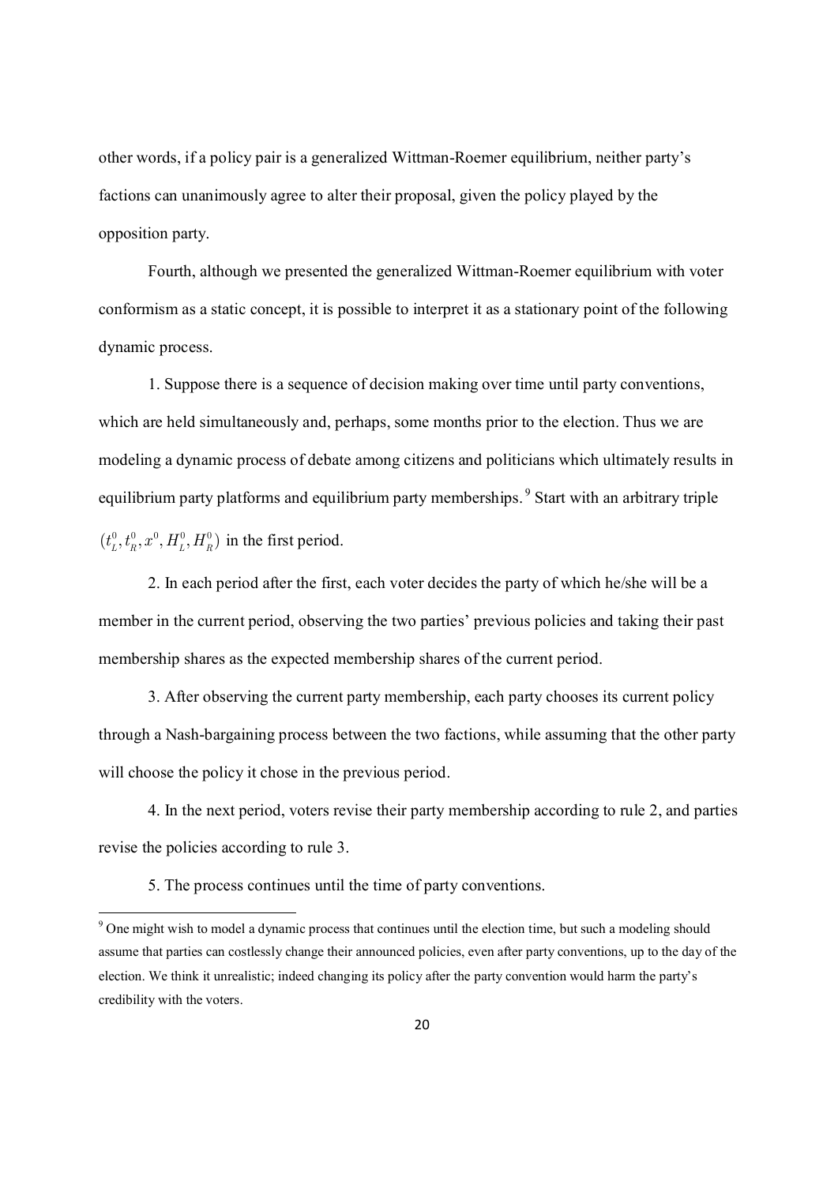other words, if a policy pair is a generalized Wittman-Roemer equilibrium, neither party's factions can unanimously agree to alter their proposal, given the policy played by the opposition party.

Fourth, although we presented the generalized Wittman-Roemer equilibrium with voter conformism as a static concept, it is possible to interpret it as a stationary point of the following dynamic process.

1. Suppose there is a sequence of decision making over time until party conventions, which are held simultaneously and, perhaps, some months prior to the election. Thus we are modeling a dynamic process of debate among citizens and politicians which ultimately results in equilibrium party platforms and equilibrium party memberships.[9] Start with an arbitrary triple $(t_L^0, t_R^0, x^0, H_L^0, H_R^0)$ in the first period.

2. In each period after the first, each voter decides the party of which he/she will be a member in the current period, observing the two parties' previous policies and taking their past membership shares as the expected membership shares of the current period.

3. After observing the current party membership, each party chooses its current policy through a Nash-bargaining process between the two factions, while assuming that the other party will choose the policy it chose in the previous period.

4. In the next period, voters revise their party membership according to rule 2, and parties revise the policies according to rule 3.

5. The process continues until the time of party conventions.

[9] One might wish to model a dynamic process that continues until the election time, but such a modeling should assume that parties can costlessly change their announced policies, even after party conventions, up to the day of the election. We think it unrealistic; indeed changing its policy after the party convention would harm the party's credibility with the voters.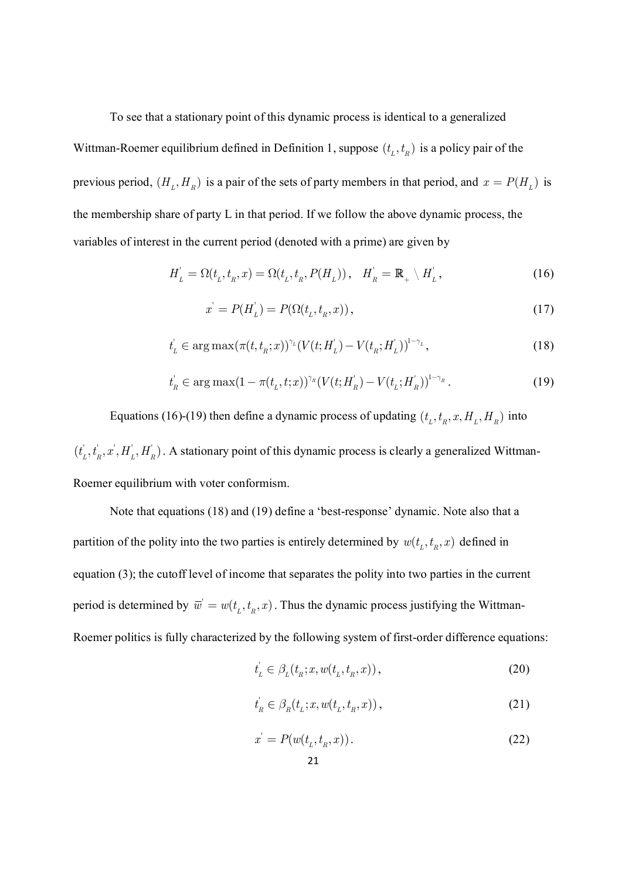To see that a stationary point of this dynamic process is identical to a generalized Wittman-Roemer equilibrium defined in Definition 1, suppose $(t_L, t_R)$ is a policy pair of the previous period, $(H_L, H_R)$ is a pair of the sets of party members in that period, and $x = P(H_L)$ is the membership share of party L in that period. If we follow the above dynamic process, the variables of interest in the current period (denoted with a prime) are given by

$$H_L^{'} = \Omega(t_L, t_R, x) = \Omega(t_L, t_R, P(H_L)), \quad H_R^{'} = \mathbb{R}_+ \setminus H_L^{'}, \tag{16}$$

$$x^{'} = P(H_L^{'}) = P(\Omega(t_L, t_R, x)), \tag{17}$$

$$t_L^{'} \in \arg\max(\pi(t, t_R; x))^{\gamma_L}(V(t; H_L^{'}) - V(t_R; H_L^{'}))^{1-\gamma_L}, \tag{18}$$

$$t_R^{'} \in \arg\max(1 - \pi(t_L, t; x))^{\gamma_R}(V(t; H_R^{'}) - V(t_L; H_R^{'}))^{1-\gamma_R}. \tag{19}$$

Equations (16)-(19) then define a dynamic process of updating $(t_L, t_R, x, H_L, H_R)$ into $(t_L^{'}, t_R^{'}, x^{'}, H_L^{'}, H_R^{'})$. A stationary point of this dynamic process is clearly a generalized Wittman-Roemer equilibrium with voter conformism.

Note that equations (18) and (19) define a 'best-response' dynamic. Note also that a partition of the polity into the two parties is entirely determined by $w(t_L, t_R, x)$ defined in equation (3); the cutoff level of income that separates the polity into two parties in the current period is determined by $\bar{w}^{'} = w(t_L, t_R, x)$. Thus the dynamic process justifying the Wittman-Roemer politics is fully characterized by the following system of first-order difference equations:

$$t_L^{'} \in \beta_L(t_R; x, w(t_L, t_R, x)), \tag{20}$$

$$t_R^{'} \in \beta_R(t_L; x, w(t_L, t_R, x)), \tag{21}$$

$$x^{'} = P(w(t_L, t_R, x)). \tag{22}$$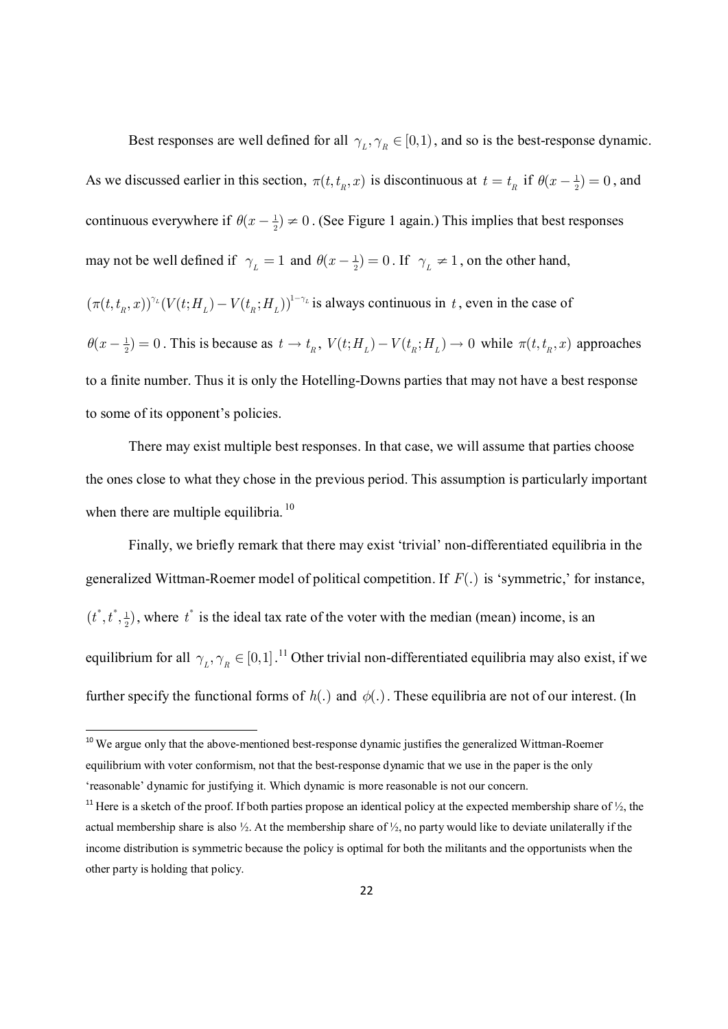Best responses are well defined for all $\gamma_L, \gamma_R \in [0,1)$, and so is the best-response dynamic. As we discussed earlier in this section, $\pi(t, t_R, x)$ is discontinuous at $t = t_R$ if $\theta(x - \frac{1}{2}) = 0$, and continuous everywhere if $\theta(x - \frac{1}{2}) \neq 0$. (See Figure 1 again.) This implies that best responses may not be well defined if $\gamma_L = 1$ and $\theta(x - \frac{1}{2}) = 0$. If $\gamma_L \neq 1$, on the other hand, $(\pi(t, t_R, x))^{\gamma_L} (V(t; H_L) - V(t_R; H_L))^{1-\gamma_L}$ is always continuous in $t$, even in the case of $\theta(x - \frac{1}{2}) = 0$. This is because as $t \to t_R$, $V(t; H_L) - V(t_R; H_L) \to 0$ while $\pi(t, t_R, x)$ approaches to a finite number. Thus it is only the Hotelling-Downs parties that may not have a best response to some of its opponent's policies.

There may exist multiple best responses. In that case, we will assume that parties choose the ones close to what they chose in the previous period. This assumption is particularly important when there are multiple equilibria.[10]

Finally, we briefly remark that there may exist 'trivial' non-differentiated equilibria in the generalized Wittman-Roemer model of political competition. If $F(.)$ is 'symmetric,' for instance, $(t^*, t^*, \frac{1}{2})$, where $t^*$ is the ideal tax rate of the voter with the median (mean) income, is an equilibrium for all $\gamma_L, \gamma_R \in [0,1]$.[11] Other trivial non-differentiated equilibria may also exist, if we further specify the functional forms of $h(.)$ and $\phi(.)$. These equilibria are not of our interest. (In

---

[10] We argue only that the above-mentioned best-response dynamic justifies the generalized Wittman-Roemer equilibrium with voter conformism, not that the best-response dynamic that we use in the paper is the only 'reasonable' dynamic for justifying it. Which dynamic is more reasonable is not our concern.

[11] Here is a sketch of the proof. If both parties propose an identical policy at the expected membership share of ½, the actual membership share is also ½. At the membership share of ½, no party would like to deviate unilaterally if the income distribution is symmetric because the policy is optimal for both the militants and the opportunists when the other party is holding that policy.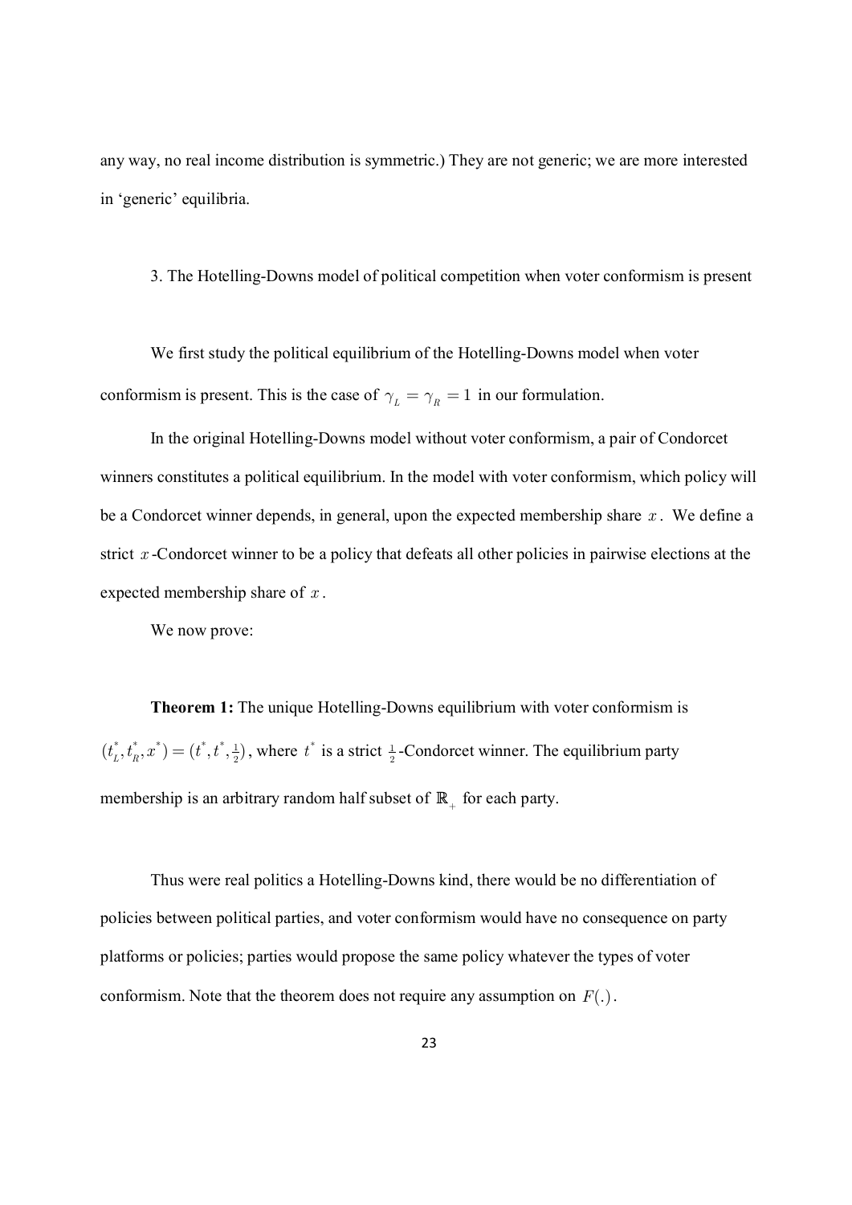any way, no real income distribution is symmetric.) They are not generic; we are more interested in 'generic' equilibria.

## 3. The Hotelling-Downs model of political competition when voter conformism is present

We first study the political equilibrium of the Hotelling-Downs model when voter conformism is present. This is the case of $\gamma_L = \gamma_R = 1$ in our formulation.

In the original Hotelling-Downs model without voter conformism, a pair of Condorcet winners constitutes a political equilibrium. In the model with voter conformism, which policy will be a Condorcet winner depends, in general, upon the expected membership share $x$. We define a strict $x$-Condorcet winner to be a policy that defeats all other policies in pairwise elections at the expected membership share of $x$.

We now prove:

**Theorem 1:** The unique Hotelling-Downs equilibrium with voter conformism is $(t_L^*, t_R^*, x^*) = (t^*, t^*, \frac{1}{2})$, where $t^*$ is a strict $\frac{1}{2}$-Condorcet winner. The equilibrium party membership is an arbitrary random half subset of $\mathbb{R}_+$ for each party.

Thus were real politics a Hotelling-Downs kind, there would be no differentiation of policies between political parties, and voter conformism would have no consequence on party platforms or policies; parties would propose the same policy whatever the types of voter conformism. Note that the theorem does not require any assumption on $F(.)$.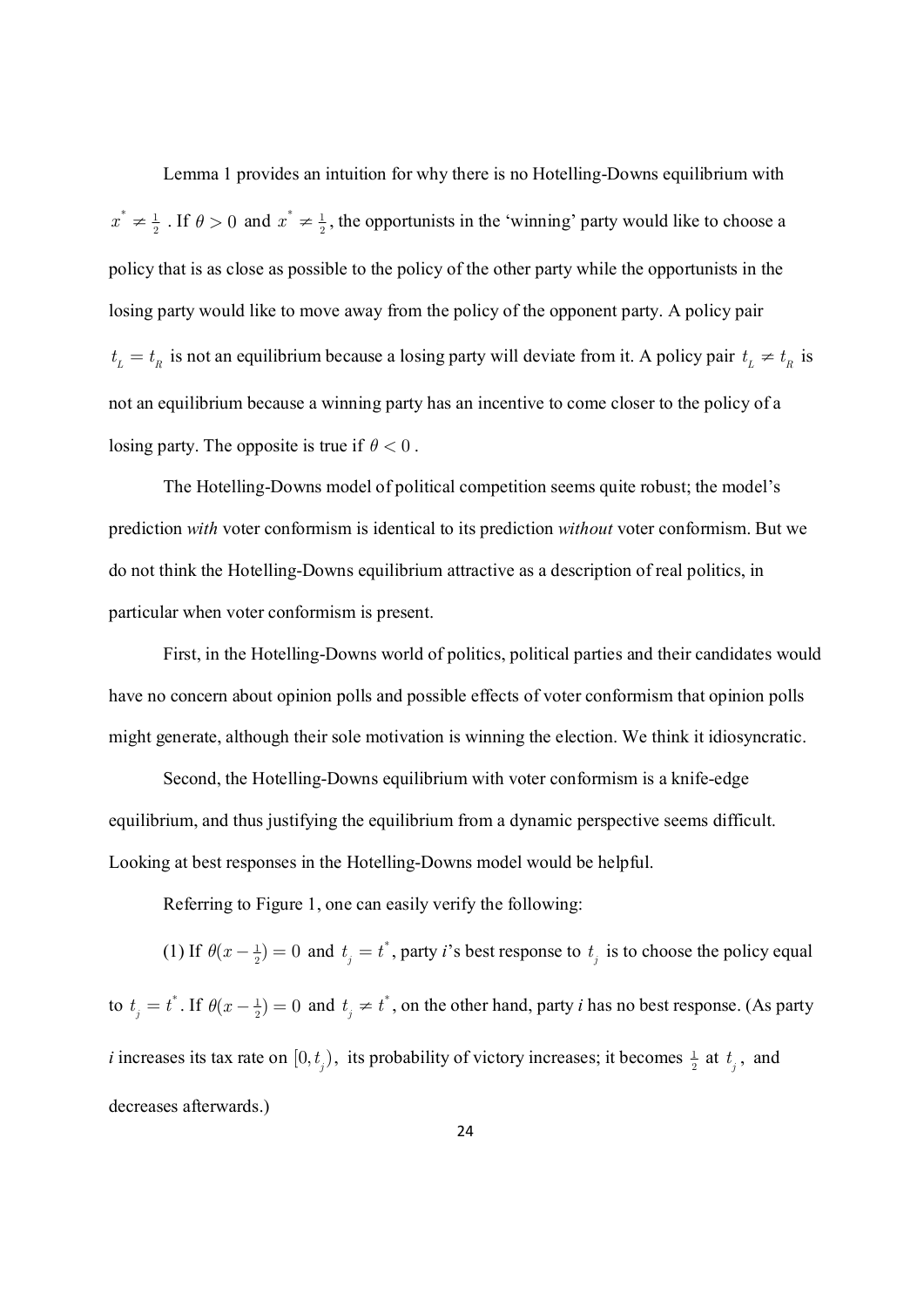Lemma 1 provides an intuition for why there is no Hotelling-Downs equilibrium with $x^* \neq \frac{1}{2}$. If $\theta > 0$ and $x^* \neq \frac{1}{2}$, the opportunists in the 'winning' party would like to choose a policy that is as close as possible to the policy of the other party while the opportunists in the losing party would like to move away from the policy of the opponent party. A policy pair $t_L = t_R$ is not an equilibrium because a losing party will deviate from it. A policy pair $t_L \neq t_R$ is not an equilibrium because a winning party has an incentive to come closer to the policy of a losing party. The opposite is true if $\theta < 0$.

The Hotelling-Downs model of political competition seems quite robust; the model's prediction *with* voter conformism is identical to its prediction *without* voter conformism. But we do not think the Hotelling-Downs equilibrium attractive as a description of real politics, in particular when voter conformism is present.

First, in the Hotelling-Downs world of politics, political parties and their candidates would have no concern about opinion polls and possible effects of voter conformism that opinion polls might generate, although their sole motivation is winning the election. We think it idiosyncratic.

Second, the Hotelling-Downs equilibrium with voter conformism is a knife-edge equilibrium, and thus justifying the equilibrium from a dynamic perspective seems difficult. Looking at best responses in the Hotelling-Downs model would be helpful.

Referring to Figure 1, one can easily verify the following:

(1) If $\theta(x - \frac{1}{2}) = 0$ and $t_j = t^*$, party *i*'s best response to $t_j$ is to choose the policy equal to $t_j = t^*$. If $\theta(x - \frac{1}{2}) = 0$ and $t_j \neq t^*$, on the other hand, party *i* has no best response. (As party *i* increases its tax rate on $[0, t_j)$, its probability of victory increases; it becomes $\frac{1}{2}$ at $t_j$, and decreases afterwards.)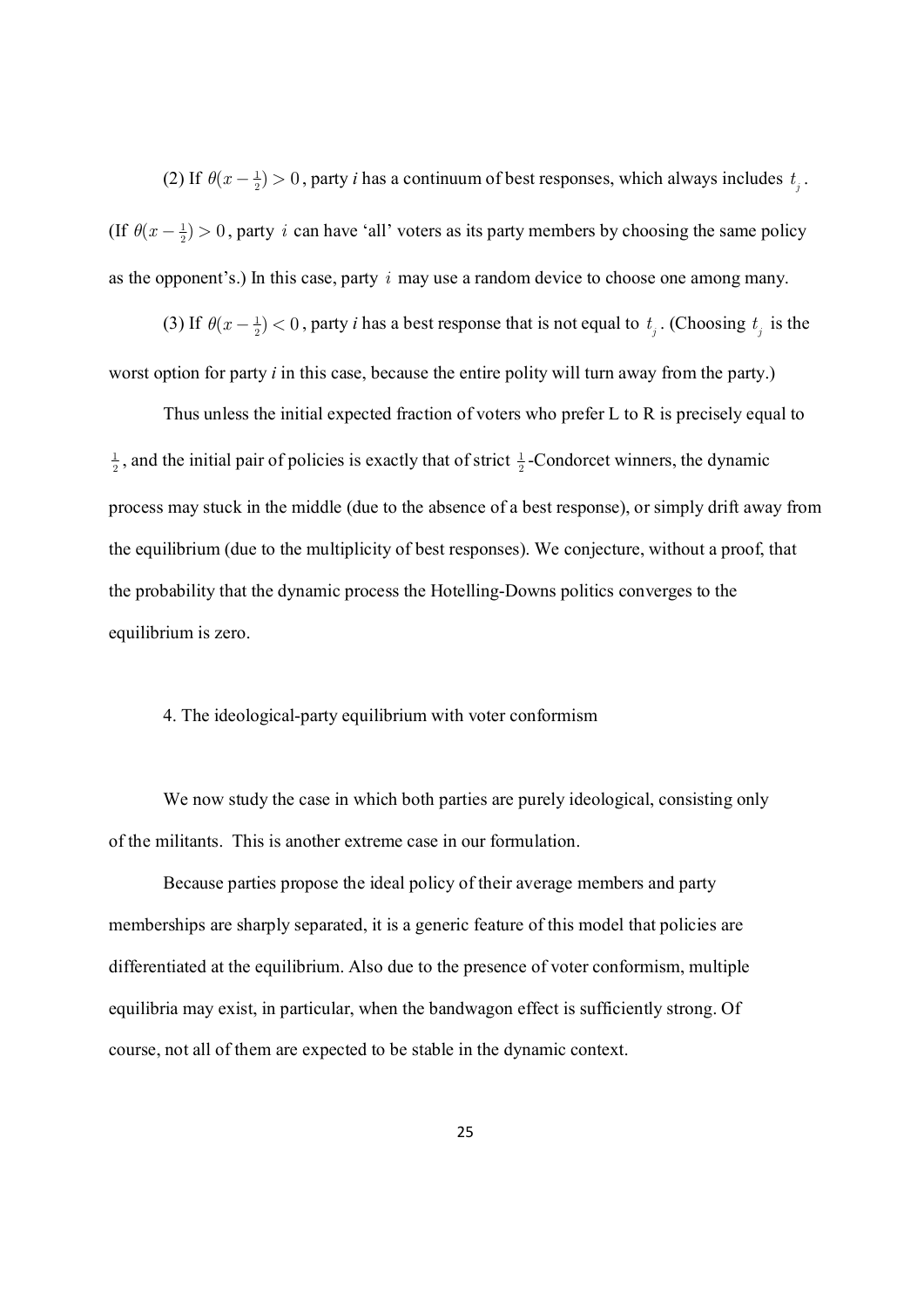(2) If $\theta(x - \frac{1}{2}) > 0$, party *i* has a continuum of best responses, which always includes $t_j$. (If $\theta(x - \frac{1}{2}) > 0$, party $i$ can have 'all' voters as its party members by choosing the same policy as the opponent's.) In this case, party $i$ may use a random device to choose one among many.

(3) If $\theta(x - \frac{1}{2}) < 0$, party *i* has a best response that is not equal to $t_j$. (Choosing $t_j$ is the worst option for party *i* in this case, because the entire polity will turn away from the party.)

Thus unless the initial expected fraction of voters who prefer L to R is precisely equal to $\frac{1}{2}$, and the initial pair of policies is exactly that of strict $\frac{1}{2}$-Condorcet winners, the dynamic process may stuck in the middle (due to the absence of a best response), or simply drift away from the equilibrium (due to the multiplicity of best responses). We conjecture, without a proof, that the probability that the dynamic process the Hotelling-Downs politics converges to the equilibrium is zero.

## 4. The ideological-party equilibrium with voter conformism

We now study the case in which both parties are purely ideological, consisting only of the militants. This is another extreme case in our formulation.

Because parties propose the ideal policy of their average members and party memberships are sharply separated, it is a generic feature of this model that policies are differentiated at the equilibrium. Also due to the presence of voter conformism, multiple equilibria may exist, in particular, when the bandwagon effect is sufficiently strong. Of course, not all of them are expected to be stable in the dynamic context.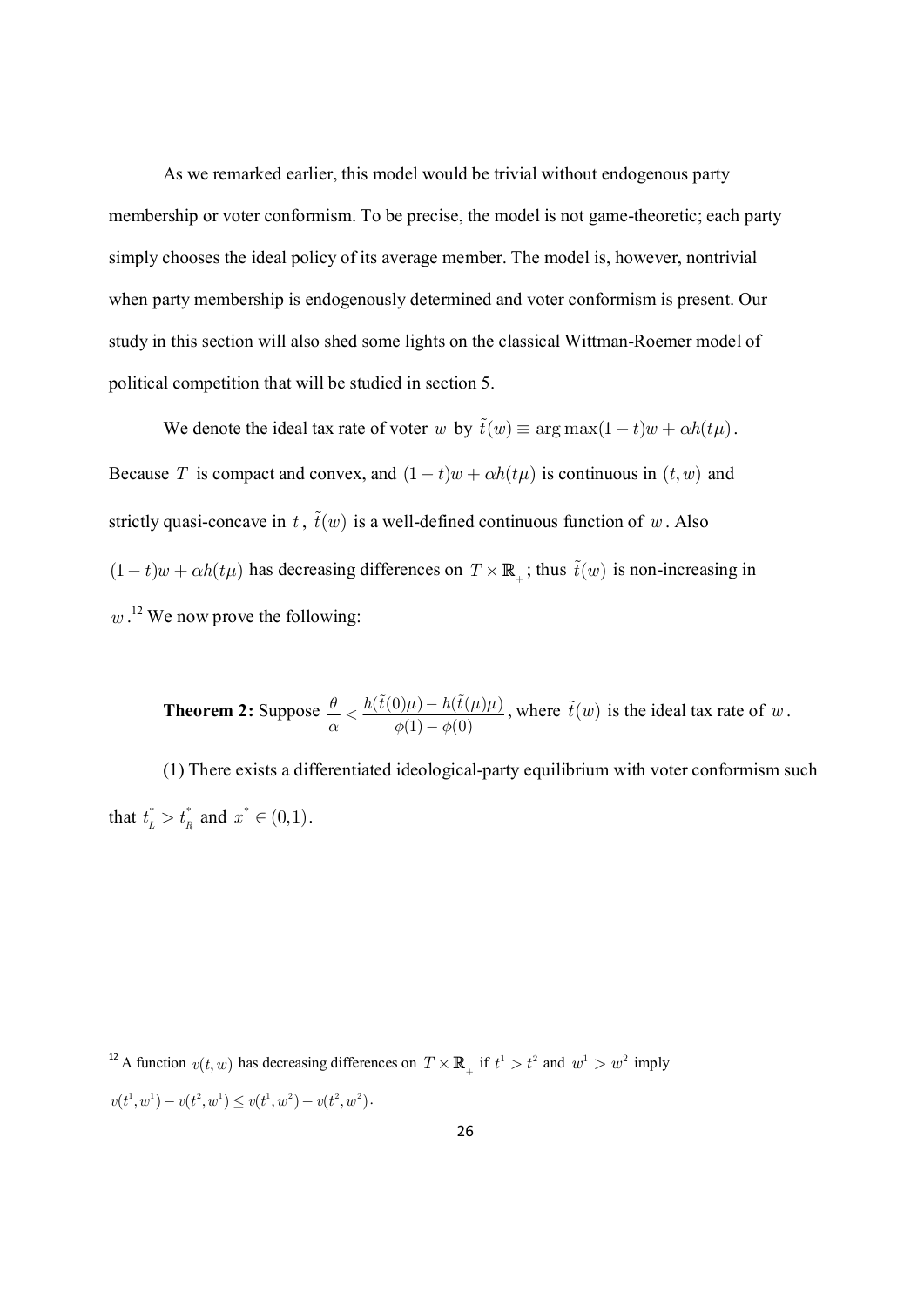As we remarked earlier, this model would be trivial without endogenous party membership or voter conformism. To be precise, the model is not game-theoretic; each party simply chooses the ideal policy of its average member. The model is, however, nontrivial when party membership is endogenously determined and voter conformism is present. Our study in this section will also shed some lights on the classical Wittman-Roemer model of political competition that will be studied in section 5.

We denote the ideal tax rate of voter $w$ by $\tilde{t}(w) \equiv \arg\max(1-t)w + \alpha h(t\mu)$. Because $T$ is compact and convex, and $(1-t)w + \alpha h(t\mu)$ is continuous in $(t, w)$ and strictly quasi-concave in $t$, $\tilde{t}(w)$ is a well-defined continuous function of $w$. Also $(1-t)w + \alpha h(t\mu)$ has decreasing differences on $T \times \mathbb{R}_+$; thus $\tilde{t}(w)$ is non-increasing in $w$.[12] We now prove the following:

**Theorem 2:** Suppose $\dfrac{\theta}{\alpha} < \dfrac{h(\tilde{t}(0)\mu) - h(\tilde{t}(\mu)\mu)}{\phi(1) - \phi(0)}$, where $\tilde{t}(w)$ is the ideal tax rate of $w$.

(1) There exists a differentiated ideological-party equilibrium with voter conformism such that $t_L^* > t_R^*$ and $x^* \in (0,1)$.

---

[12] A function $v(t, w)$ has decreasing differences on $T \times \mathbb{R}_+$ if $t^1 > t^2$ and $w^1 > w^2$ imply $v(t^1, w^1) - v(t^2, w^1) \leq v(t^1, w^2) - v(t^2, w^2)$.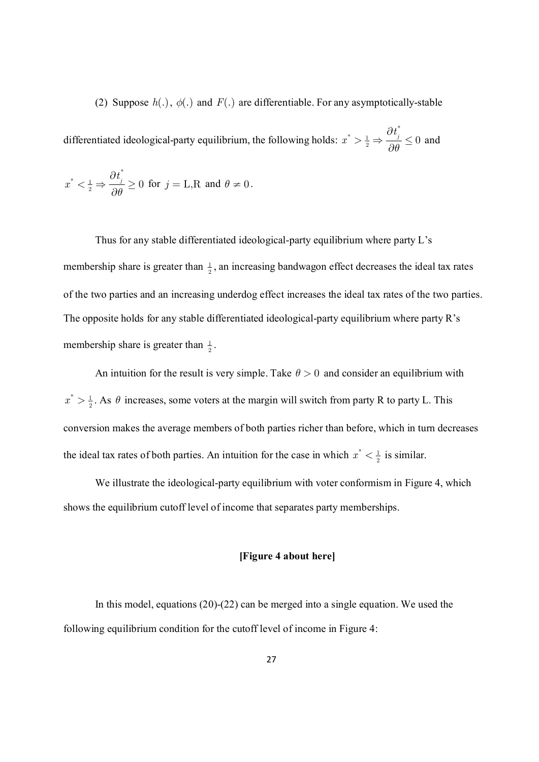(2) Suppose $h(.)$, $\phi(.)$ and $F(.)$ are differentiable. For any asymptotically-stable differentiated ideological-party equilibrium, the following holds: $x^* > \frac{1}{2} \Rightarrow \dfrac{\partial t_j^*}{\partial \theta} \leq 0$ and $x^* < \frac{1}{2} \Rightarrow \dfrac{\partial t_j^*}{\partial \theta} \geq 0$ for $j =$ L,R and $\theta \neq 0$.

Thus for any stable differentiated ideological-party equilibrium where party L's membership share is greater than $\frac{1}{2}$, an increasing bandwagon effect decreases the ideal tax rates of the two parties and an increasing underdog effect increases the ideal tax rates of the two parties. The opposite holds for any stable differentiated ideological-party equilibrium where party R's membership share is greater than $\frac{1}{2}$.

An intuition for the result is very simple. Take $\theta > 0$ and consider an equilibrium with $x^* > \frac{1}{2}$. As $\theta$ increases, some voters at the margin will switch from party R to party L. This conversion makes the average members of both parties richer than before, which in turn decreases the ideal tax rates of both parties. An intuition for the case in which $x^* < \frac{1}{2}$ is similar.

We illustrate the ideological-party equilibrium with voter conformism in Figure 4, which shows the equilibrium cutoff level of income that separates party memberships.

**[Figure 4 about here]**

In this model, equations (20)-(22) can be merged into a single equation. We used the following equilibrium condition for the cutoff level of income in Figure 4: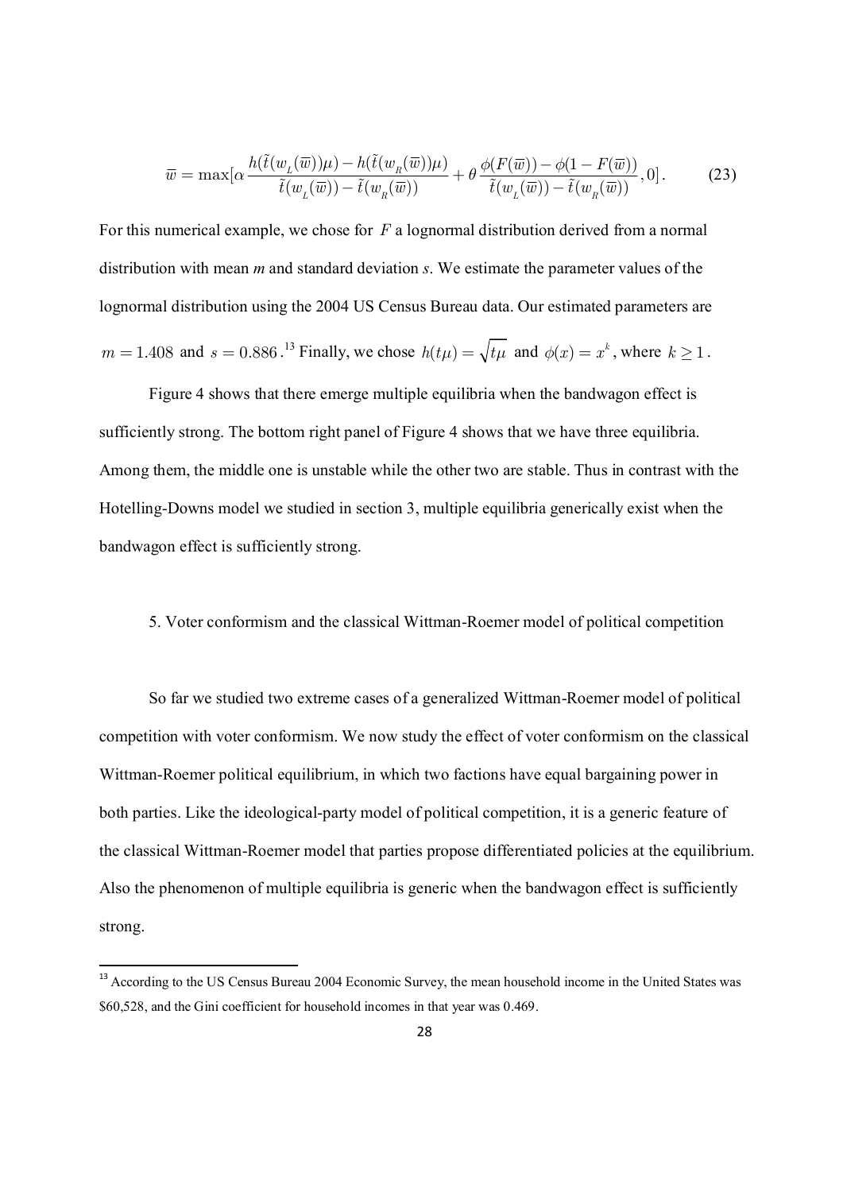$$\overline{w} = \max[\alpha \frac{h(\tilde{t}(w_{_L}(\overline{w}))\mu) - h(\tilde{t}(w_{_R}(\overline{w}))\mu)}{\tilde{t}(w_{_L}(\overline{w})) - \tilde{t}(w_{_R}(\overline{w}))} + \theta \frac{\phi(F(\overline{w})) - \phi(1 - F(\overline{w}))}{\tilde{t}(w_{_L}(\overline{w})) - \tilde{t}(w_{_R}(\overline{w}))}, 0]. \tag{23}$$

For this numerical example, we chose for $F$ a lognormal distribution derived from a normal distribution with mean *m* and standard deviation *s*. We estimate the parameter values of the lognormal distribution using the 2004 US Census Bureau data. Our estimated parameters are $m = 1.408$ and $s = 0.886$.[13] Finally, we chose $h(t\mu) = \sqrt{t\mu}$ and $\phi(x) = x^k$, where $k \geq 1$.

Figure 4 shows that there emerge multiple equilibria when the bandwagon effect is sufficiently strong. The bottom right panel of Figure 4 shows that we have three equilibria. Among them, the middle one is unstable while the other two are stable. Thus in contrast with the Hotelling-Downs model we studied in section 3, multiple equilibria generically exist when the bandwagon effect is sufficiently strong.

## 5. Voter conformism and the classical Wittman-Roemer model of political competition

So far we studied two extreme cases of a generalized Wittman-Roemer model of political competition with voter conformism. We now study the effect of voter conformism on the classical Wittman-Roemer political equilibrium, in which two factions have equal bargaining power in both parties. Like the ideological-party model of political competition, it is a generic feature of the classical Wittman-Roemer model that parties propose differentiated policies at the equilibrium. Also the phenomenon of multiple equilibria is generic when the bandwagon effect is sufficiently strong.

[13] According to the US Census Bureau 2004 Economic Survey, the mean household income in the United States was \$60,528, and the Gini coefficient for household incomes in that year was 0.469.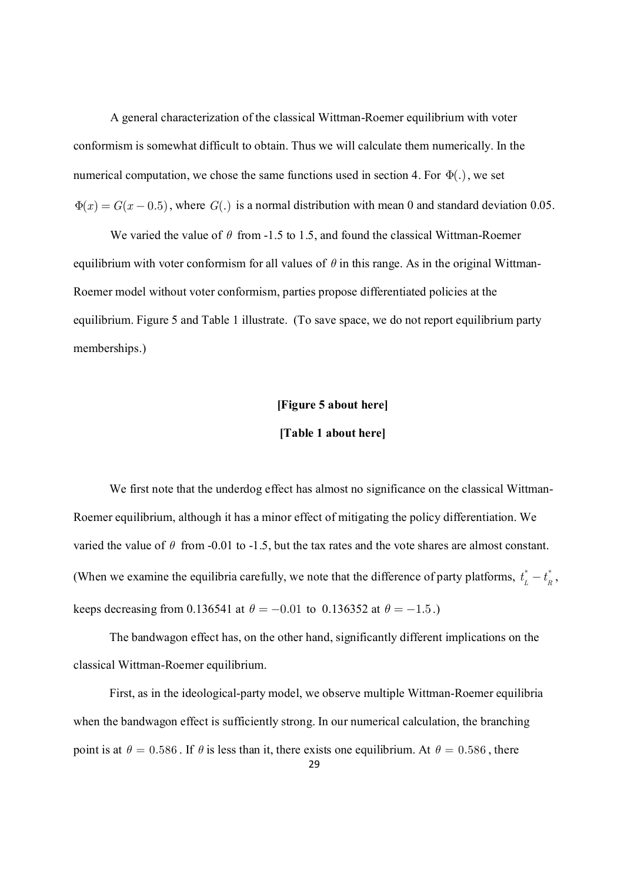A general characterization of the classical Wittman-Roemer equilibrium with voter conformism is somewhat difficult to obtain. Thus we will calculate them numerically. In the numerical computation, we chose the same functions used in section 4. For $\Phi(.)$, we set $\Phi(x) = G(x - 0.5)$, where $G(.)$ is a normal distribution with mean 0 and standard deviation 0.05.

We varied the value of $\theta$ from -1.5 to 1.5, and found the classical Wittman-Roemer equilibrium with voter conformism for all values of $\theta$ in this range. As in the original Wittman-Roemer model without voter conformism, parties propose differentiated policies at the equilibrium. Figure 5 and Table 1 illustrate. (To save space, we do not report equilibrium party memberships.)

**[Figure 5 about here]**

**[Table 1 about here]**

We first note that the underdog effect has almost no significance on the classical Wittman-Roemer equilibrium, although it has a minor effect of mitigating the policy differentiation. We varied the value of $\theta$ from -0.01 to -1.5, but the tax rates and the vote shares are almost constant. (When we examine the equilibria carefully, we note that the difference of party platforms, $t_L^* - t_R^*$, keeps decreasing from 0.136541 at $\theta = -0.01$ to 0.136352 at $\theta = -1.5$.)

The bandwagon effect has, on the other hand, significantly different implications on the classical Wittman-Roemer equilibrium.

First, as in the ideological-party model, we observe multiple Wittman-Roemer equilibria when the bandwagon effect is sufficiently strong. In our numerical calculation, the branching point is at $\theta = 0.586$. If $\theta$ is less than it, there exists one equilibrium. At $\theta = 0.586$, there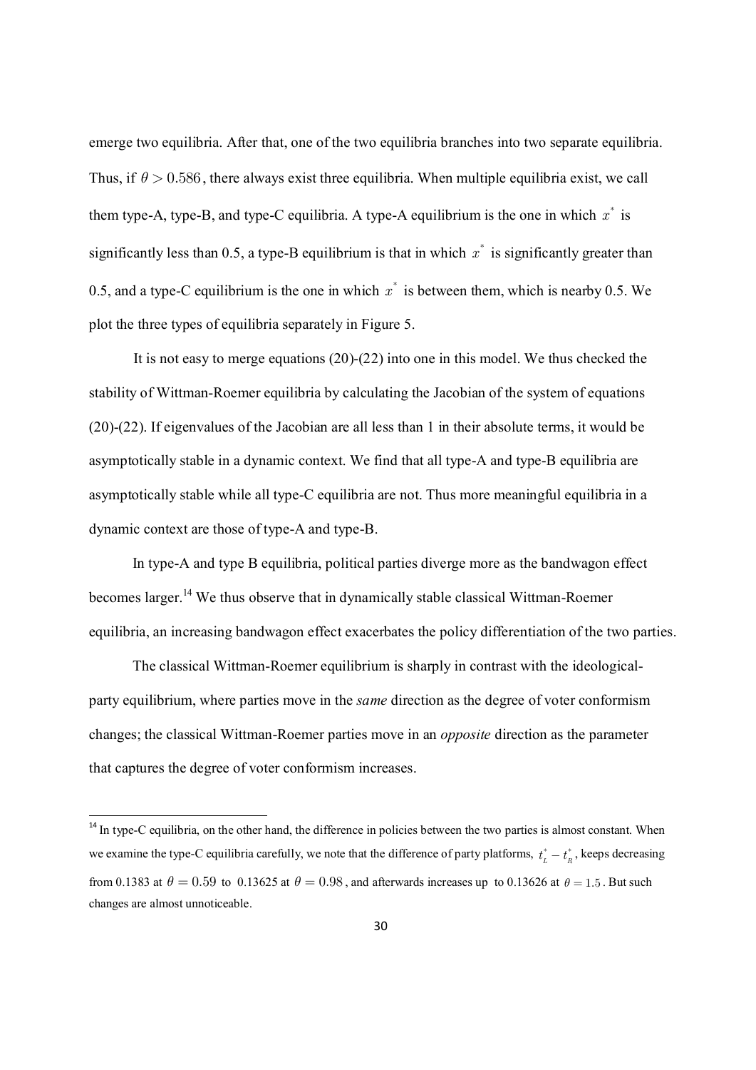emerge two equilibria. After that, one of the two equilibria branches into two separate equilibria. Thus, if $\theta > 0.586$, there always exist three equilibria. When multiple equilibria exist, we call them type-A, type-B, and type-C equilibria. A type-A equilibrium is the one in which $x^*$ is significantly less than 0.5, a type-B equilibrium is that in which $x^*$ is significantly greater than 0.5, and a type-C equilibrium is the one in which $x^*$ is between them, which is nearby 0.5. We plot the three types of equilibria separately in Figure 5.

It is not easy to merge equations (20)-(22) into one in this model. We thus checked the stability of Wittman-Roemer equilibria by calculating the Jacobian of the system of equations (20)-(22). If eigenvalues of the Jacobian are all less than 1 in their absolute terms, it would be asymptotically stable in a dynamic context. We find that all type-A and type-B equilibria are asymptotically stable while all type-C equilibria are not. Thus more meaningful equilibria in a dynamic context are those of type-A and type-B.

In type-A and type B equilibria, political parties diverge more as the bandwagon effect becomes larger.[14] We thus observe that in dynamically stable classical Wittman-Roemer equilibria, an increasing bandwagon effect exacerbates the policy differentiation of the two parties.

The classical Wittman-Roemer equilibrium is sharply in contrast with the ideological-party equilibrium, where parties move in the *same* direction as the degree of voter conformism changes; the classical Wittman-Roemer parties move in an *opposite* direction as the parameter that captures the degree of voter conformism increases.

---

[14] In type-C equilibria, on the other hand, the difference in policies between the two parties is almost constant. When we examine the type-C equilibria carefully, we note that the difference of party platforms, $t_L^* - t_R^*$, keeps decreasing from 0.1383 at $\theta = 0.59$ to 0.13625 at $\theta = 0.98$, and afterwards increases up to 0.13626 at $\theta = 1.5$. But such changes are almost unnoticeable.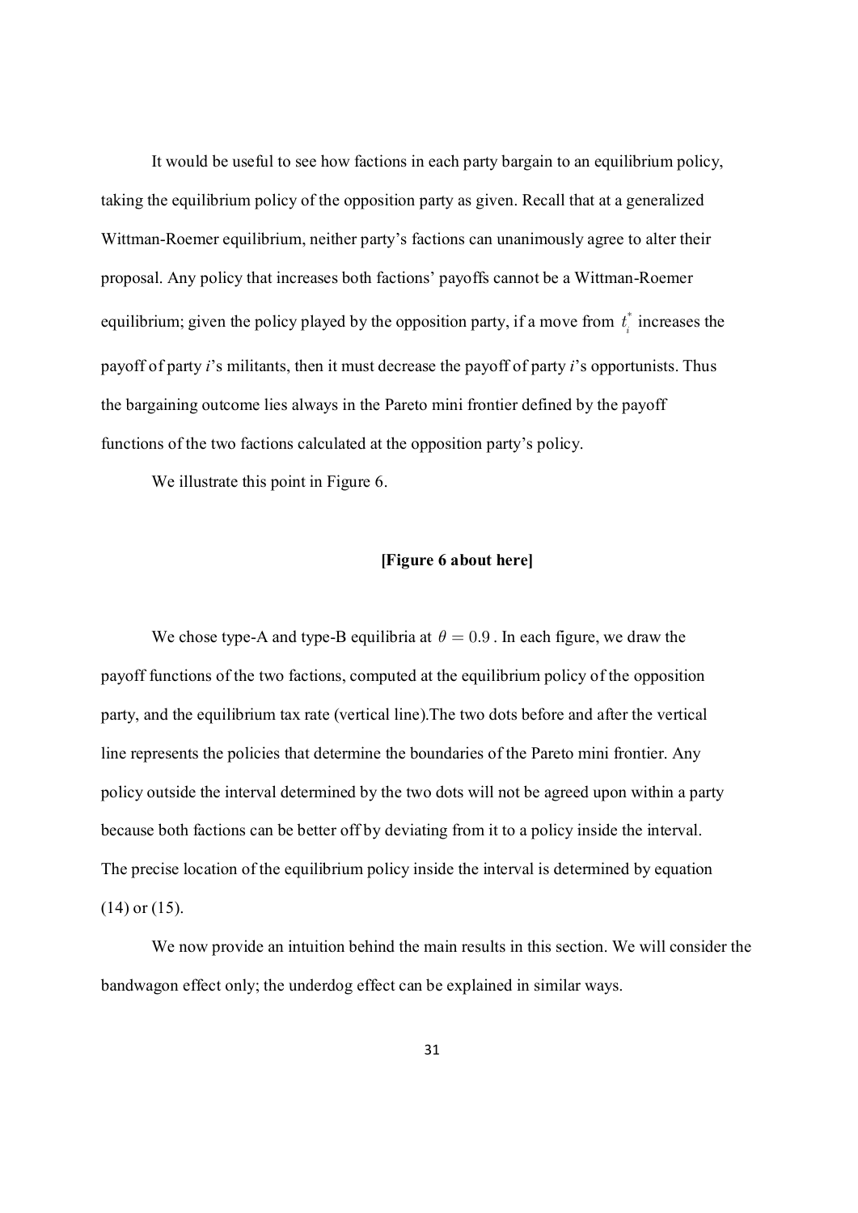It would be useful to see how factions in each party bargain to an equilibrium policy, taking the equilibrium policy of the opposition party as given. Recall that at a generalized Wittman-Roemer equilibrium, neither party's factions can unanimously agree to alter their proposal. Any policy that increases both factions' payoffs cannot be a Wittman-Roemer equilibrium; given the policy played by the opposition party, if a move from $t_i^*$ increases the payoff of party *i*'s militants, then it must decrease the payoff of party *i*'s opportunists. Thus the bargaining outcome lies always in the Pareto mini frontier defined by the payoff functions of the two factions calculated at the opposition party's policy.

We illustrate this point in Figure 6.

**[Figure 6 about here]**

We chose type-A and type-B equilibria at $\theta = 0.9$. In each figure, we draw the payoff functions of the two factions, computed at the equilibrium policy of the opposition party, and the equilibrium tax rate (vertical line).The two dots before and after the vertical line represents the policies that determine the boundaries of the Pareto mini frontier. Any policy outside the interval determined by the two dots will not be agreed upon within a party because both factions can be better off by deviating from it to a policy inside the interval. The precise location of the equilibrium policy inside the interval is determined by equation (14) or (15).

We now provide an intuition behind the main results in this section. We will consider the bandwagon effect only; the underdog effect can be explained in similar ways.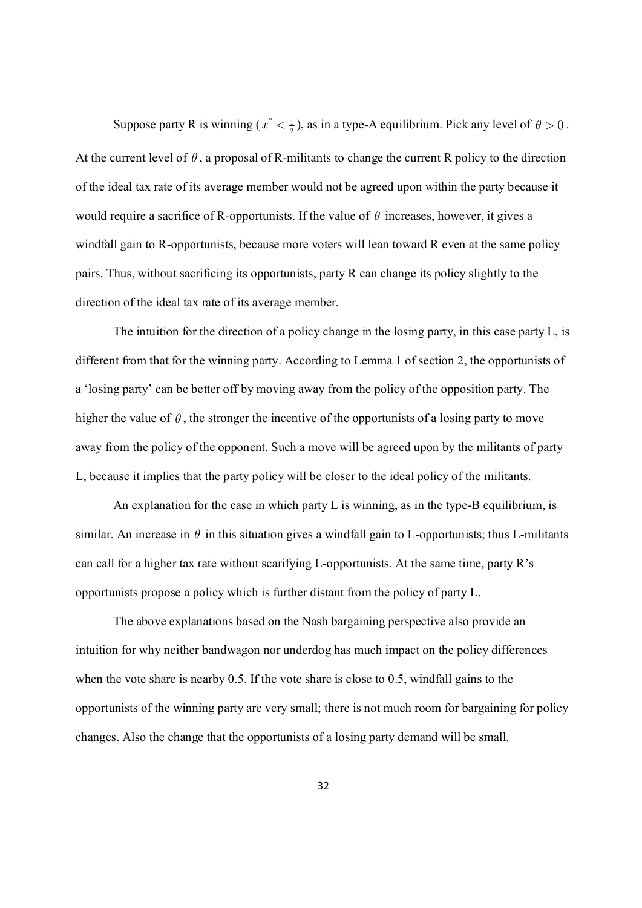Suppose party R is winning ($x^* < \frac{1}{2}$), as in a type-A equilibrium. Pick any level of $\theta > 0$. At the current level of $\theta$, a proposal of R-militants to change the current R policy to the direction of the ideal tax rate of its average member would not be agreed upon within the party because it would require a sacrifice of R-opportunists. If the value of $\theta$ increases, however, it gives a windfall gain to R-opportunists, because more voters will lean toward R even at the same policy pairs. Thus, without sacrificing its opportunists, party R can change its policy slightly to the direction of the ideal tax rate of its average member.

The intuition for the direction of a policy change in the losing party, in this case party L, is different from that for the winning party. According to Lemma 1 of section 2, the opportunists of a 'losing party' can be better off by moving away from the policy of the opposition party. The higher the value of $\theta$, the stronger the incentive of the opportunists of a losing party to move away from the policy of the opponent. Such a move will be agreed upon by the militants of party L, because it implies that the party policy will be closer to the ideal policy of the militants.

An explanation for the case in which party L is winning, as in the type-B equilibrium, is similar. An increase in $\theta$ in this situation gives a windfall gain to L-opportunists; thus L-militants can call for a higher tax rate without scarifying L-opportunists. At the same time, party R's opportunists propose a policy which is further distant from the policy of party L.

The above explanations based on the Nash bargaining perspective also provide an intuition for why neither bandwagon nor underdog has much impact on the policy differences when the vote share is nearby 0.5. If the vote share is close to 0.5, windfall gains to the opportunists of the winning party are very small; there is not much room for bargaining for policy changes. Also the change that the opportunists of a losing party demand will be small.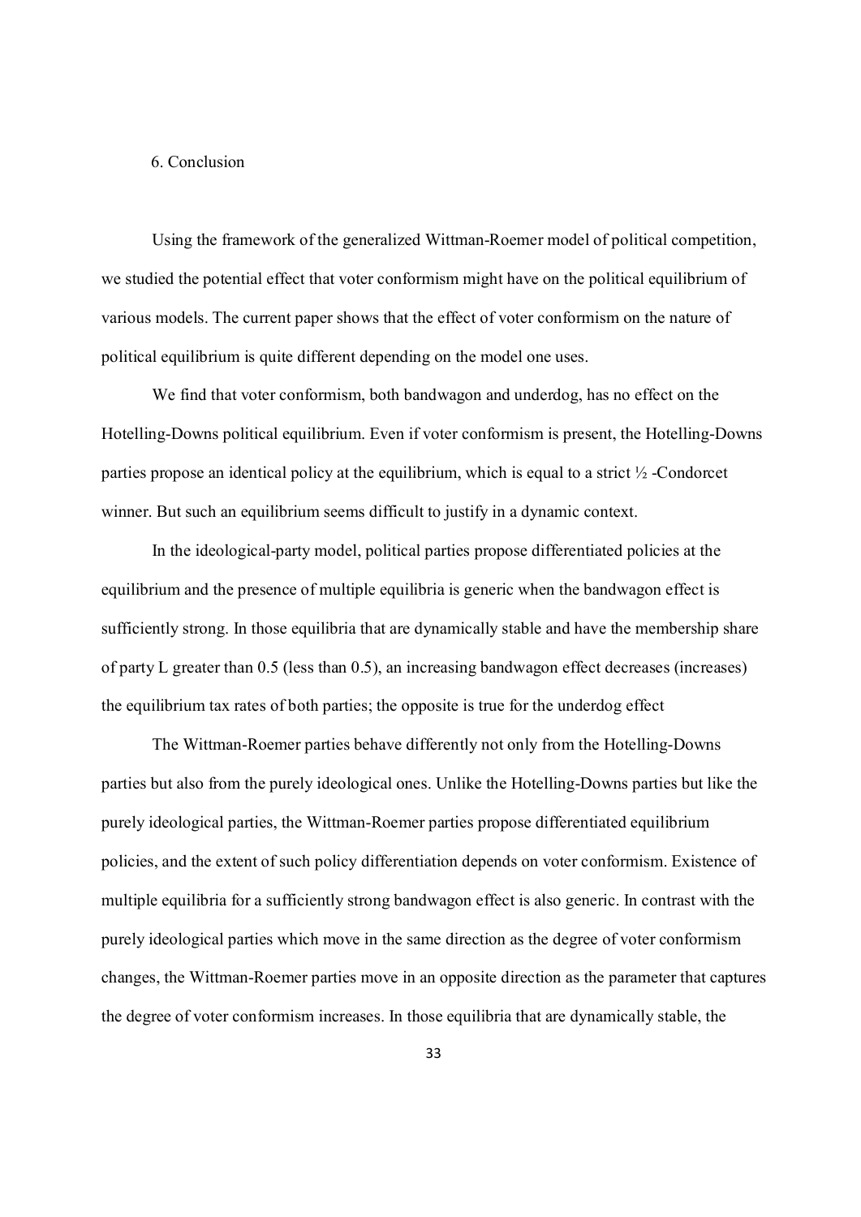## 6. Conclusion

Using the framework of the generalized Wittman-Roemer model of political competition, we studied the potential effect that voter conformism might have on the political equilibrium of various models. The current paper shows that the effect of voter conformism on the nature of political equilibrium is quite different depending on the model one uses.

We find that voter conformism, both bandwagon and underdog, has no effect on the Hotelling-Downs political equilibrium. Even if voter conformism is present, the Hotelling-Downs parties propose an identical policy at the equilibrium, which is equal to a strict ½ -Condorcet winner. But such an equilibrium seems difficult to justify in a dynamic context.

In the ideological-party model, political parties propose differentiated policies at the equilibrium and the presence of multiple equilibria is generic when the bandwagon effect is sufficiently strong. In those equilibria that are dynamically stable and have the membership share of party L greater than 0.5 (less than 0.5), an increasing bandwagon effect decreases (increases) the equilibrium tax rates of both parties; the opposite is true for the underdog effect

The Wittman-Roemer parties behave differently not only from the Hotelling-Downs parties but also from the purely ideological ones. Unlike the Hotelling-Downs parties but like the purely ideological parties, the Wittman-Roemer parties propose differentiated equilibrium policies, and the extent of such policy differentiation depends on voter conformism. Existence of multiple equilibria for a sufficiently strong bandwagon effect is also generic. In contrast with the purely ideological parties which move in the same direction as the degree of voter conformism changes, the Wittman-Roemer parties move in an opposite direction as the parameter that captures the degree of voter conformism increases. In those equilibria that are dynamically stable, the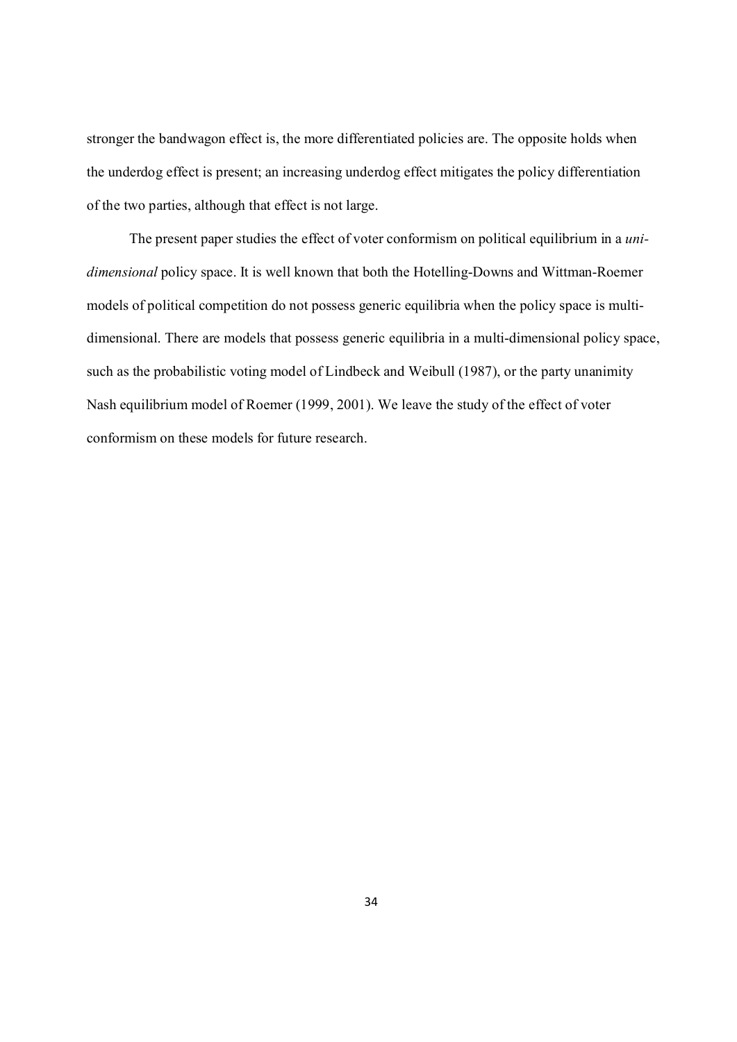stronger the bandwagon effect is, the more differentiated policies are. The opposite holds when the underdog effect is present; an increasing underdog effect mitigates the policy differentiation of the two parties, although that effect is not large.

The present paper studies the effect of voter conformism on political equilibrium in a *uni-dimensional* policy space. It is well known that both the Hotelling-Downs and Wittman-Roemer models of political competition do not possess generic equilibria when the policy space is multi-dimensional. There are models that possess generic equilibria in a multi-dimensional policy space, such as the probabilistic voting model of Lindbeck and Weibull (1987), or the party unanimity Nash equilibrium model of Roemer (1999, 2001). We leave the study of the effect of voter conformism on these models for future research.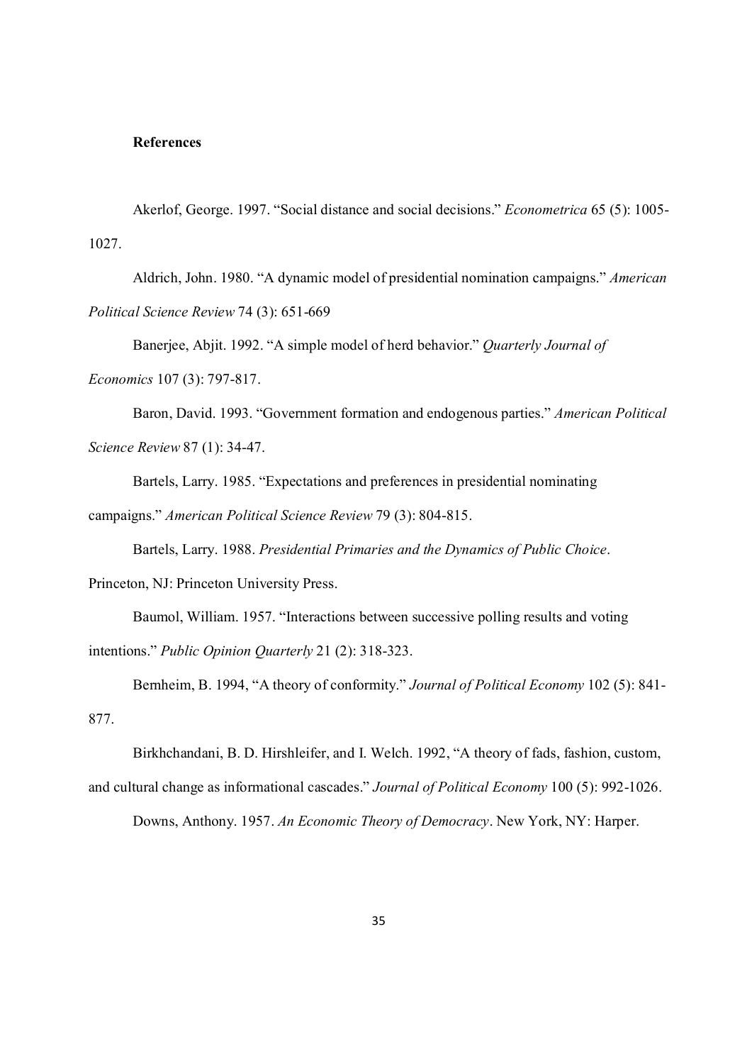**References**

Akerlof, George. 1997. "Social distance and social decisions." *Econometrica* 65 (5): 1005-1027.

Aldrich, John. 1980. "A dynamic model of presidential nomination campaigns." *American Political Science Review* 74 (3): 651-669

Banerjee, Abjit. 1992. "A simple model of herd behavior." *Quarterly Journal of Economics* 107 (3): 797-817.

Baron, David. 1993. "Government formation and endogenous parties." *American Political Science Review* 87 (1): 34-47.

Bartels, Larry. 1985. "Expectations and preferences in presidential nominating campaigns." *American Political Science Review* 79 (3): 804-815.

Bartels, Larry. 1988. *Presidential Primaries and the Dynamics of Public Choice*. Princeton, NJ: Princeton University Press.

Baumol, William. 1957. "Interactions between successive polling results and voting intentions." *Public Opinion Quarterly* 21 (2): 318-323.

Bernheim, B. 1994, "A theory of conformity." *Journal of Political Economy* 102 (5): 841-877.

Birkhchandani, B. D. Hirshleifer, and I. Welch. 1992, "A theory of fads, fashion, custom, and cultural change as informational cascades." *Journal of Political Economy* 100 (5): 992-1026.

Downs, Anthony. 1957. *An Economic Theory of Democracy*. New York, NY: Harper.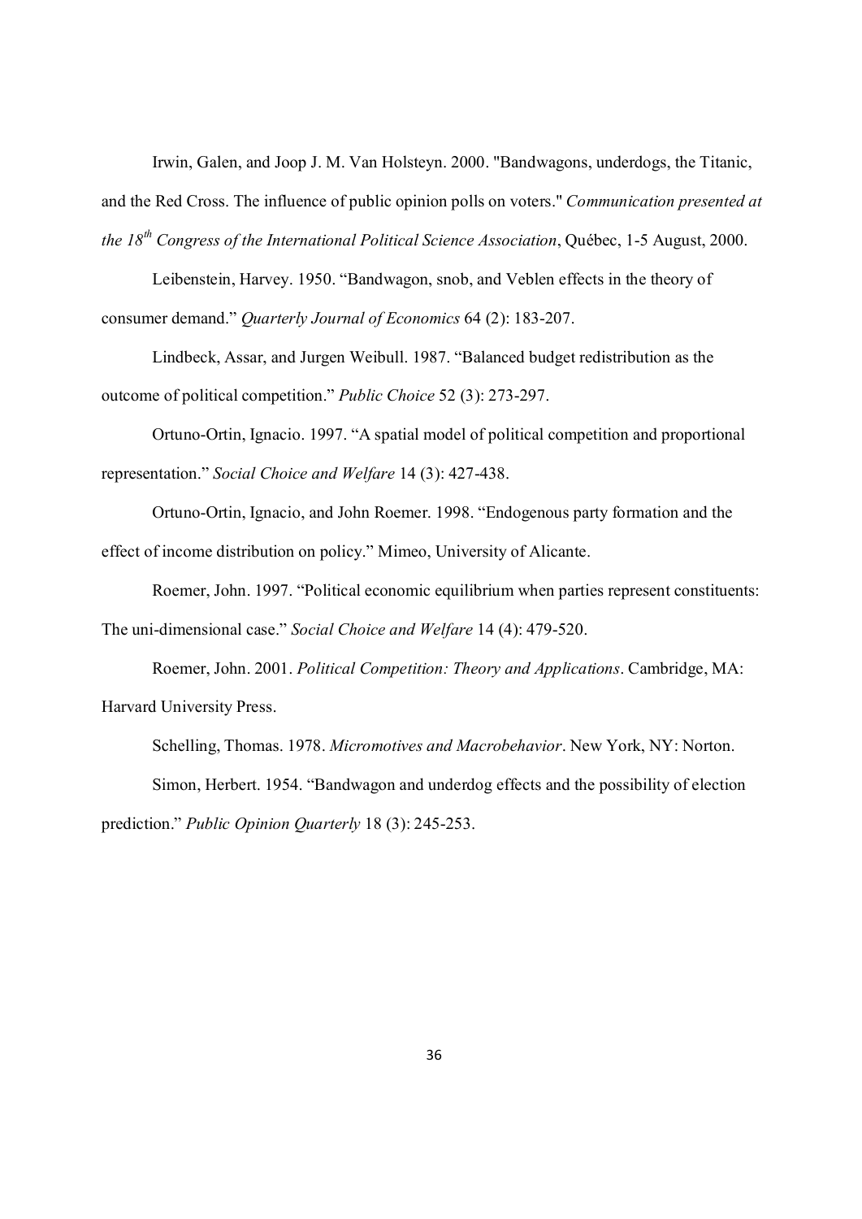Irwin, Galen, and Joop J. M. Van Holsteyn. 2000. "Bandwagons, underdogs, the Titanic, and the Red Cross. The influence of public opinion polls on voters." *Communication presented at the 18th Congress of the International Political Science Association*, Québec, 1-5 August, 2000.

Leibenstein, Harvey. 1950. "Bandwagon, snob, and Veblen effects in the theory of consumer demand." *Quarterly Journal of Economics* 64 (2): 183-207.

Lindbeck, Assar, and Jurgen Weibull. 1987. "Balanced budget redistribution as the outcome of political competition." *Public Choice* 52 (3): 273-297.

Ortuno-Ortin, Ignacio. 1997. "A spatial model of political competition and proportional representation." *Social Choice and Welfare* 14 (3): 427-438.

Ortuno-Ortin, Ignacio, and John Roemer. 1998. "Endogenous party formation and the effect of income distribution on policy." Mimeo, University of Alicante.

Roemer, John. 1997. "Political economic equilibrium when parties represent constituents: The uni-dimensional case." *Social Choice and Welfare* 14 (4): 479-520.

Roemer, John. 2001. *Political Competition: Theory and Applications*. Cambridge, MA: Harvard University Press.

Schelling, Thomas. 1978. *Micromotives and Macrobehavior*. New York, NY: Norton.

Simon, Herbert. 1954. "Bandwagon and underdog effects and the possibility of election prediction." *Public Opinion Quarterly* 18 (3): 245-253.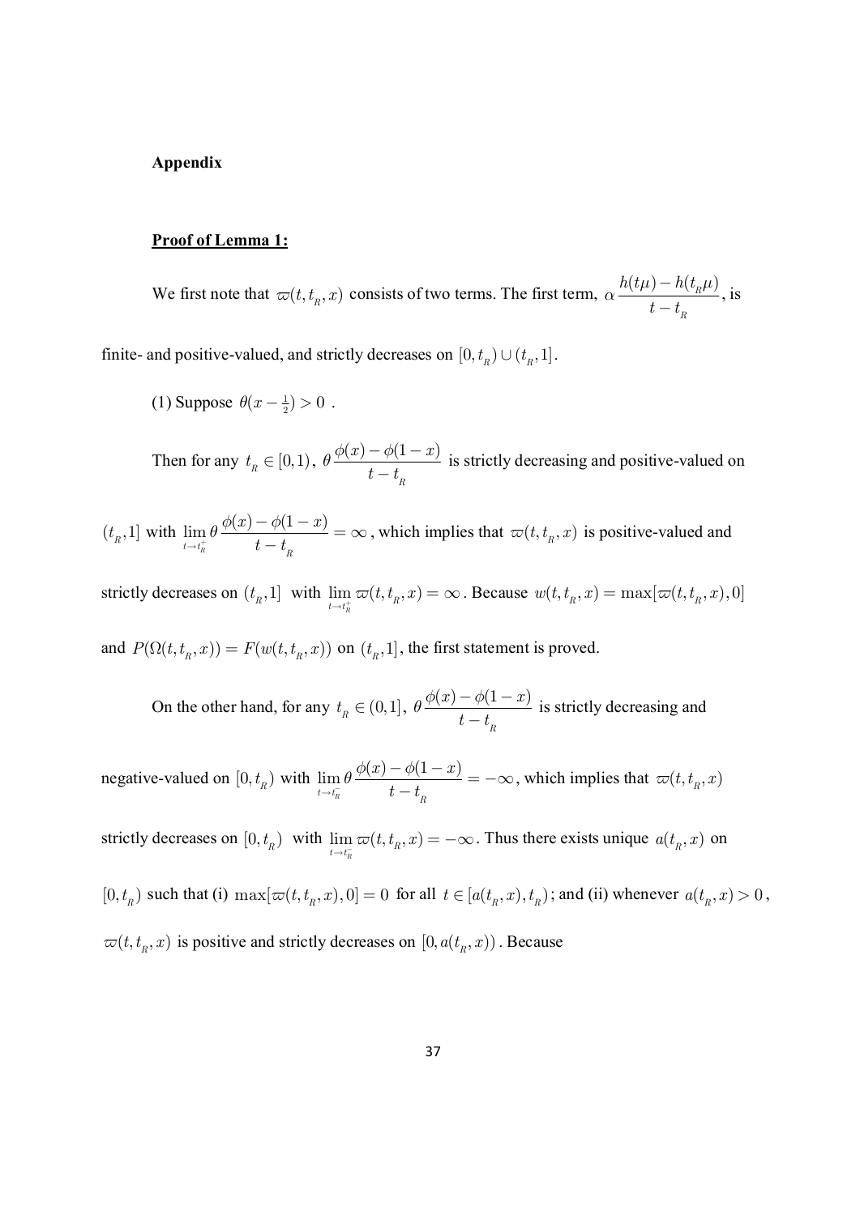**Appendix**

**<u>Proof of Lemma 1:</u>**

We first note that $\varpi(t, t_R, x)$ consists of two terms. The first term, $\alpha \dfrac{h(t\mu) - h(t_R\mu)}{t - t_R}$, is finite- and positive-valued, and strictly decreases on $[0, t_R) \cup (t_R, 1]$.

(1) Suppose $\theta(x - \frac{1}{2}) > 0$ .

Then for any $t_R \in [0,1)$, $\theta \dfrac{\phi(x) - \phi(1-x)}{t - t_R}$ is strictly decreasing and positive-valued on $(t_R, 1]$ with $\lim_{t \to t_R^+} \theta \dfrac{\phi(x) - \phi(1-x)}{t - t_R} = \infty$, which implies that $\varpi(t, t_R, x)$ is positive-valued and strictly decreases on $(t_R, 1]$ with $\lim_{t \to t_R^+} \varpi(t, t_R, x) = \infty$. Because $w(t, t_R, x) = \max[\varpi(t, t_R, x), 0]$ and $P(\Omega(t, t_R, x)) = F(w(t, t_R, x))$ on $(t_R, 1]$, the first statement is proved.

On the other hand, for any $t_R \in (0,1]$, $\theta \dfrac{\phi(x) - \phi(1-x)}{t - t_R}$ is strictly decreasing and negative-valued on $[0, t_R)$ with $\lim_{t \to t_R^-} \theta \dfrac{\phi(x) - \phi(1-x)}{t - t_R} = -\infty$, which implies that $\varpi(t, t_R, x)$ strictly decreases on $[0, t_R)$ with $\lim_{t \to t_R^-} \varpi(t, t_R, x) = -\infty$. Thus there exists unique $a(t_R, x)$ on $[0, t_R)$ such that (i) $\max[\varpi(t, t_R, x), 0] = 0$ for all $t \in [a(t_R, x), t_R)$; and (ii) whenever $a(t_R, x) > 0$, $\varpi(t, t_R, x)$ is positive and strictly decreases on $[0, a(t_R, x))$. Because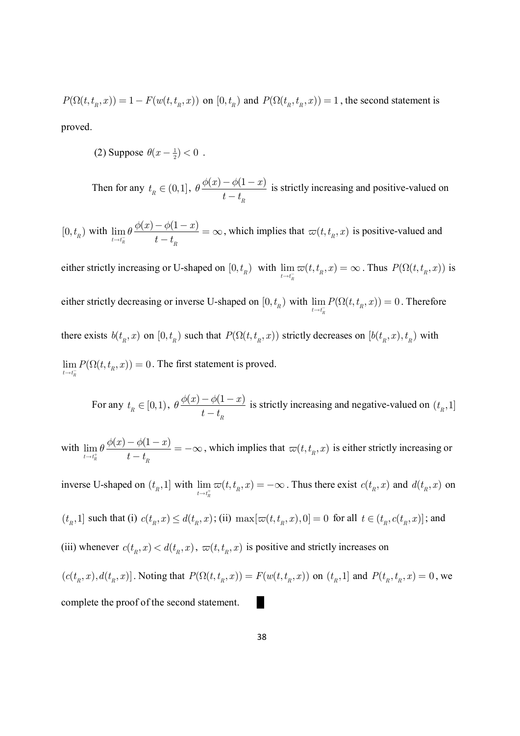$P(\Omega(t,t_R,x)) = 1 - F(w(t,t_R,x))$ on $[0,t_R)$ and $P(\Omega(t_R,t_R,x)) = 1$, the second statement is proved.

(2) Suppose $\theta(x - \frac{1}{2}) < 0$ .

Then for any $t_R \in (0,1]$, $\theta \dfrac{\phi(x) - \phi(1-x)}{t - t_R}$ is strictly increasing and positive-valued on $[0,t_R)$ with $\lim_{t \to t_R^-} \theta \dfrac{\phi(x) - \phi(1-x)}{t - t_R} = \infty$, which implies that $\varpi(t,t_R,x)$ is positive-valued and either strictly increasing or U-shaped on $[0,t_R)$ with $\lim_{t \to t_R^-} \varpi(t,t_R,x) = \infty$. Thus $P(\Omega(t,t_R,x))$ is either strictly decreasing or inverse U-shaped on $[0,t_R)$ with $\lim_{t \to t_R^-} P(\Omega(t,t_R,x)) = 0$. Therefore there exists $b(t_R,x)$ on $[0,t_R)$ such that $P(\Omega(t,t_R,x))$ strictly decreases on $[b(t_R,x),t_R)$ with $\lim_{t \to t_R^-} P(\Omega(t,t_R,x)) = 0$. The first statement is proved.

For any $t_R \in [0,1)$, $\theta \dfrac{\phi(x) - \phi(1-x)}{t - t_R}$ is strictly increasing and negative-valued on $(t_R,1]$ with $\lim_{t \to t_R^+} \theta \dfrac{\phi(x) - \phi(1-x)}{t - t_R} = -\infty$, which implies that $\varpi(t,t_R,x)$ is either strictly increasing or inverse U-shaped on $(t_R,1]$ with $\lim_{t \to t_R^+} \varpi(t,t_R,x) = -\infty$. Thus there exist $c(t_R,x)$ and $d(t_R,x)$ on $(t_R,1]$ such that (i) $c(t_R,x) \le d(t_R,x)$; (ii) $\max[\varpi(t,t_R,x),0] = 0$ for all $t \in (t_R, c(t_R,x)]$; and (iii) whenever $c(t_R,x) < d(t_R,x)$, $\varpi(t,t_R,x)$ is positive and strictly increases on $(c(t_R,x), d(t_R,x)]$. Noting that $P(\Omega(t,t_R,x)) = F(w(t,t_R,x))$ on $(t_R,1]$ and $P(t_R,t_R,x) = 0$, we complete the proof of the second statement. ∎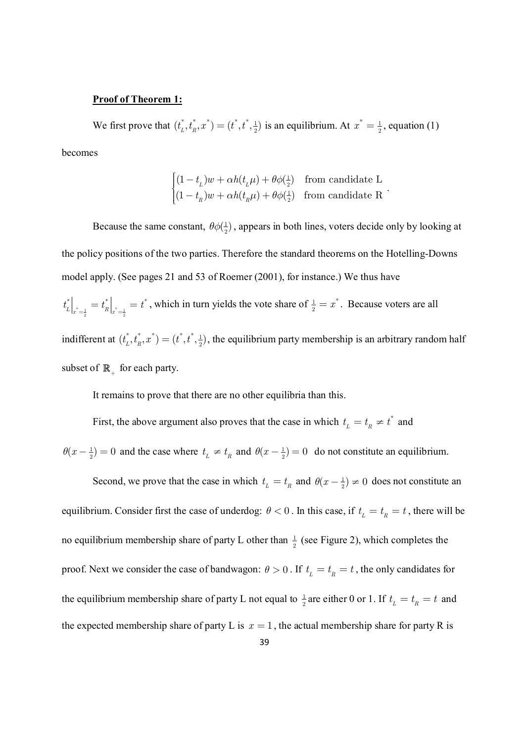**Proof of Theorem 1:**

We first prove that $(t_L^*, t_R^*, x^*) = (t^*, t^*, \frac{1}{2})$ is an equilibrium. At $x^* = \frac{1}{2}$, equation (1) becomes

$$\begin{cases} (1 - t_L)w + \alpha h(t_L \mu) + \theta\phi(\frac{1}{2}) & \text{from candidate L} \\ (1 - t_R)w + \alpha h(t_R \mu) + \theta\phi(\frac{1}{2}) & \text{from candidate R} \end{cases}.$$

Because the same constant, $\theta\phi(\frac{1}{2})$, appears in both lines, voters decide only by looking at the policy positions of the two parties. Therefore the standard theorems on the Hotelling-Downs model apply. (See pages 21 and 53 of Roemer (2001), for instance.) We thus have $t_L^*\big|_{x^*=\frac{1}{2}} = t_R^*\big|_{x^*=\frac{1}{2}} = t^*$, which in turn yields the vote share of $\frac{1}{2} = x^*$. Because voters are all indifferent at $(t_L^*, t_R^*, x^*) = (t^*, t^*, \frac{1}{2})$, the equilibrium party membership is an arbitrary random half subset of $\mathbb{R}_+$ for each party.

It remains to prove that there are no other equilibria than this.

First, the above argument also proves that the case in which $t_L = t_R \neq t^*$ and $\theta(x - \frac{1}{2}) = 0$ and the case where $t_L \neq t_R$ and $\theta(x - \frac{1}{2}) = 0$ do not constitute an equilibrium.

Second, we prove that the case in which $t_L = t_R$ and $\theta(x - \frac{1}{2}) \neq 0$ does not constitute an equilibrium. Consider first the case of underdog: $\theta < 0$. In this case, if $t_L = t_R = t$, there will be no equilibrium membership share of party L other than $\frac{1}{2}$ (see Figure 2), which completes the proof. Next we consider the case of bandwagon: $\theta > 0$. If $t_L = t_R = t$, the only candidates for the equilibrium membership share of party L not equal to $\frac{1}{2}$ are either 0 or 1. If $t_L = t_R = t$ and the expected membership share of party L is $x = 1$, the actual membership share for party R is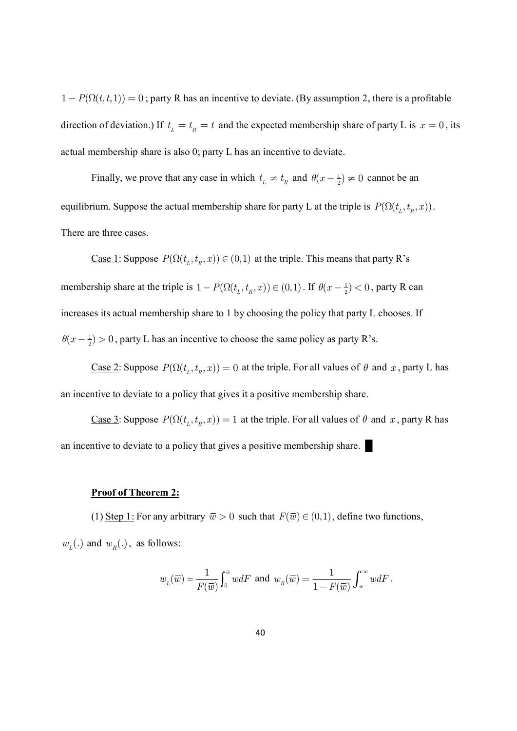$1 - P(\Omega(t,t,1)) = 0$; party R has an incentive to deviate. (By assumption 2, there is a profitable direction of deviation.) If $t_L = t_R = t$ and the expected membership share of party L is $x = 0$, its actual membership share is also 0; party L has an incentive to deviate.

Finally, we prove that any case in which $t_L \neq t_R$ and $\theta(x - \frac{1}{2}) \neq 0$ cannot be an equilibrium. Suppose the actual membership share for party L at the triple is $P(\Omega(t_L, t_R, x))$. There are three cases.

Case 1: Suppose $P(\Omega(t_L, t_R, x)) \in (0,1)$ at the triple. This means that party R's membership share at the triple is $1 - P(\Omega(t_L, t_R, x)) \in (0,1)$. If $\theta(x - \frac{1}{2}) < 0$, party R can increases its actual membership share to 1 by choosing the policy that party L chooses. If $\theta(x - \frac{1}{2}) > 0$, party L has an incentive to choose the same policy as party R's.

Case 2: Suppose $P(\Omega(t_L, t_R, x)) = 0$ at the triple. For all values of $\theta$ and $x$, party L has an incentive to deviate to a policy that gives it a positive membership share.

Case 3: Suppose $P(\Omega(t_L, t_R, x)) = 1$ at the triple. For all values of $\theta$ and $x$, party R has an incentive to deviate to a policy that gives a positive membership share. ■

**Proof of Theorem 2:**

(1) Step 1: For any arbitrary $\overline{w} > 0$ such that $F(\overline{w}) \in (0,1)$, define two functions, $w_L(.)$ and $w_R(.)$, as follows:

$$w_L(\overline{w}) = \frac{1}{F(\overline{w})} \int_0^{\overline{w}} w dF \text{ and } w_R(\overline{w}) = \frac{1}{1 - F(\overline{w})} \int_{\overline{w}}^{\infty} w dF.$$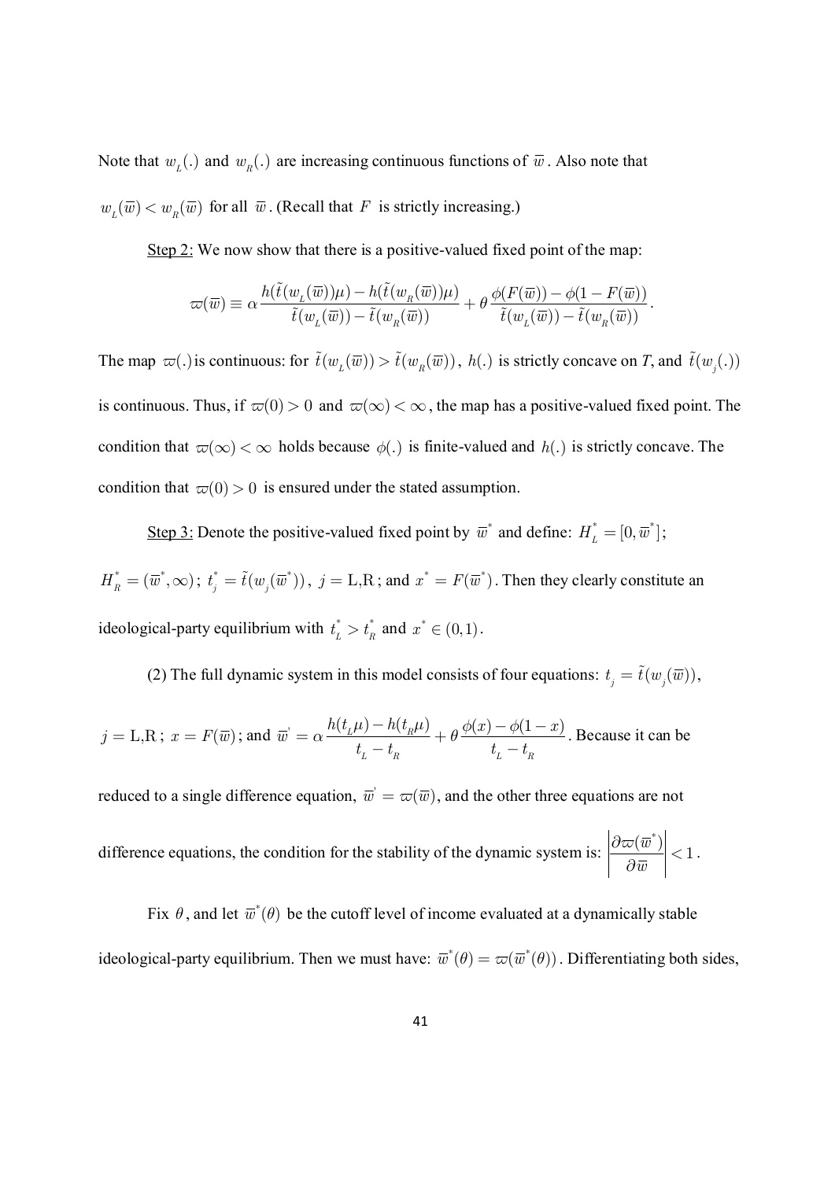Note that $w_L(.)$ and $w_R(.)$ are increasing continuous functions of $\overline{w}$. Also note that $w_L(\overline{w}) < w_R(\overline{w})$ for all $\overline{w}$. (Recall that $F$ is strictly increasing.)

Step 2: We now show that there is a positive-valued fixed point of the map:

$$\varpi(\overline{w}) \equiv \alpha \frac{h(\tilde{t}(w_L(\overline{w}))\mu) - h(\tilde{t}(w_R(\overline{w}))\mu)}{\tilde{t}(w_L(\overline{w})) - \tilde{t}(w_R(\overline{w}))} + \theta \frac{\phi(F(\overline{w})) - \phi(1 - F(\overline{w}))}{\tilde{t}(w_L(\overline{w})) - \tilde{t}(w_R(\overline{w}))}.$$

The map $\varpi(.)$ is continuous: for $\tilde{t}(w_L(\overline{w})) > \tilde{t}(w_R(\overline{w}))$, $h(.)$ is strictly concave on *T*, and $\tilde{t}(w_j(.))$ is continuous. Thus, if $\varpi(0) > 0$ and $\varpi(\infty) < \infty$, the map has a positive-valued fixed point. The condition that $\varpi(\infty) < \infty$ holds because $\phi(.)$ is finite-valued and $h(.)$ is strictly concave. The condition that $\varpi(0) > 0$ is ensured under the stated assumption.

Step 3: Denote the positive-valued fixed point by $\overline{w}^*$ and define: $H_L^* = [0, \overline{w}^*]$; $H_R^* = (\overline{w}^*, \infty)$; $t_j^* = \tilde{t}(w_j(\overline{w}^*))$, $j = \text{L,R}$; and $x^* = F(\overline{w}^*)$. Then they clearly constitute an ideological-party equilibrium with $t_L^* > t_R^*$ and $x^* \in (0,1)$.

(2) The full dynamic system in this model consists of four equations: $t_j = \tilde{t}(w_j(\overline{w}))$, $j = \text{L,R}$; $x = F(\overline{w})$; and $\overline{w}' = \alpha \frac{h(t_L\mu) - h(t_R\mu)}{t_L - t_R} + \theta \frac{\phi(x) - \phi(1-x)}{t_L - t_R}$. Because it can be reduced to a single difference equation, $\overline{w}' = \varpi(\overline{w})$, and the other three equations are not difference equations, the condition for the stability of the dynamic system is: $\left| \frac{\partial \varpi(\overline{w}^*)}{\partial \overline{w}} \right| < 1$.

Fix $\theta$, and let $\overline{w}^*(\theta)$ be the cutoff level of income evaluated at a dynamically stable ideological-party equilibrium. Then we must have: $\overline{w}^*(\theta) = \varpi(\overline{w}^*(\theta))$. Differentiating both sides,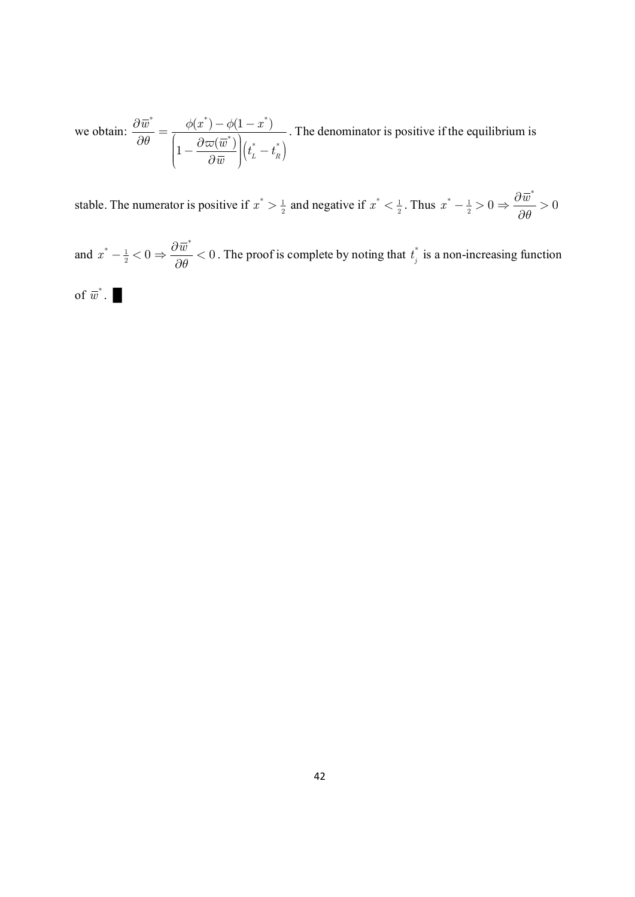we obtain: $\dfrac{\partial \overline{w}^*}{\partial \theta} = \dfrac{\phi(x^*) - \phi(1-x^*)}{\left(1 - \dfrac{\partial \varpi(\overline{w}^*)}{\partial \overline{w}}\right)\left(t_L^* - t_R^*\right)}$. The denominator is positive if the equilibrium is stable. The numerator is positive if $x^* > \frac{1}{2}$ and negative if $x^* < \frac{1}{2}$. Thus $x^* - \frac{1}{2} > 0 \Rightarrow \dfrac{\partial \overline{w}^*}{\partial \theta} > 0$ and $x^* - \frac{1}{2} < 0 \Rightarrow \dfrac{\partial \overline{w}^*}{\partial \theta} < 0$. The proof is complete by noting that $t_j^*$ is a non-increasing function of $\overline{w}^*$. ■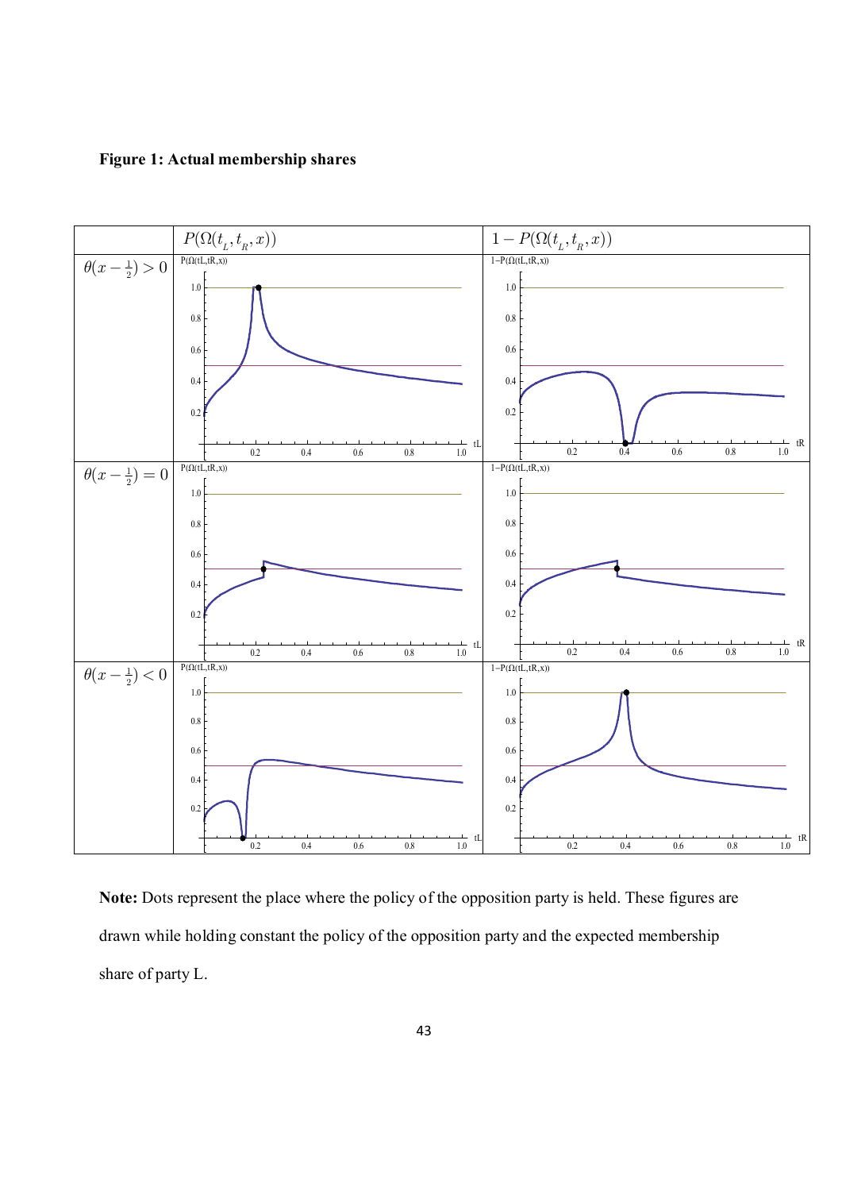**Figure 1: Actual membership shares**

| | $P(\Omega(t_L, t_R, x))$ | $1 - P(\Omega(t_L, t_R, x))$ |
|---|---|---|
| $\theta(x - \frac{1}{2}) > 0$ | | |
| $\theta(x - \frac{1}{2}) = 0$ | | |
| $\theta(x - \frac{1}{2}) < 0$ | | |

**Note:** Dots represent the place where the policy of the opposition party is held. These figures are drawn while holding constant the policy of the opposition party and the expected membership share of party L.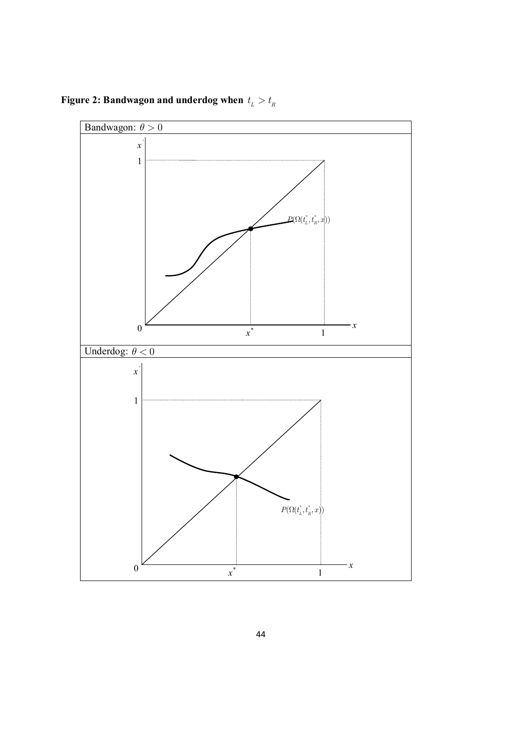**Figure 2: Bandwagon and underdog when $t_L > t_R$**

Bandwagon: $\theta > 0$

$x'$

1

$P(\Omega(t_L^*, t_R^*, x))$

0 $x^*$ 1 $x$

Underdog: $\theta < 0$

$x'$

1

$P(\Omega(t_L^*, t_R^*, x))$

0 $x^*$ 1 $x$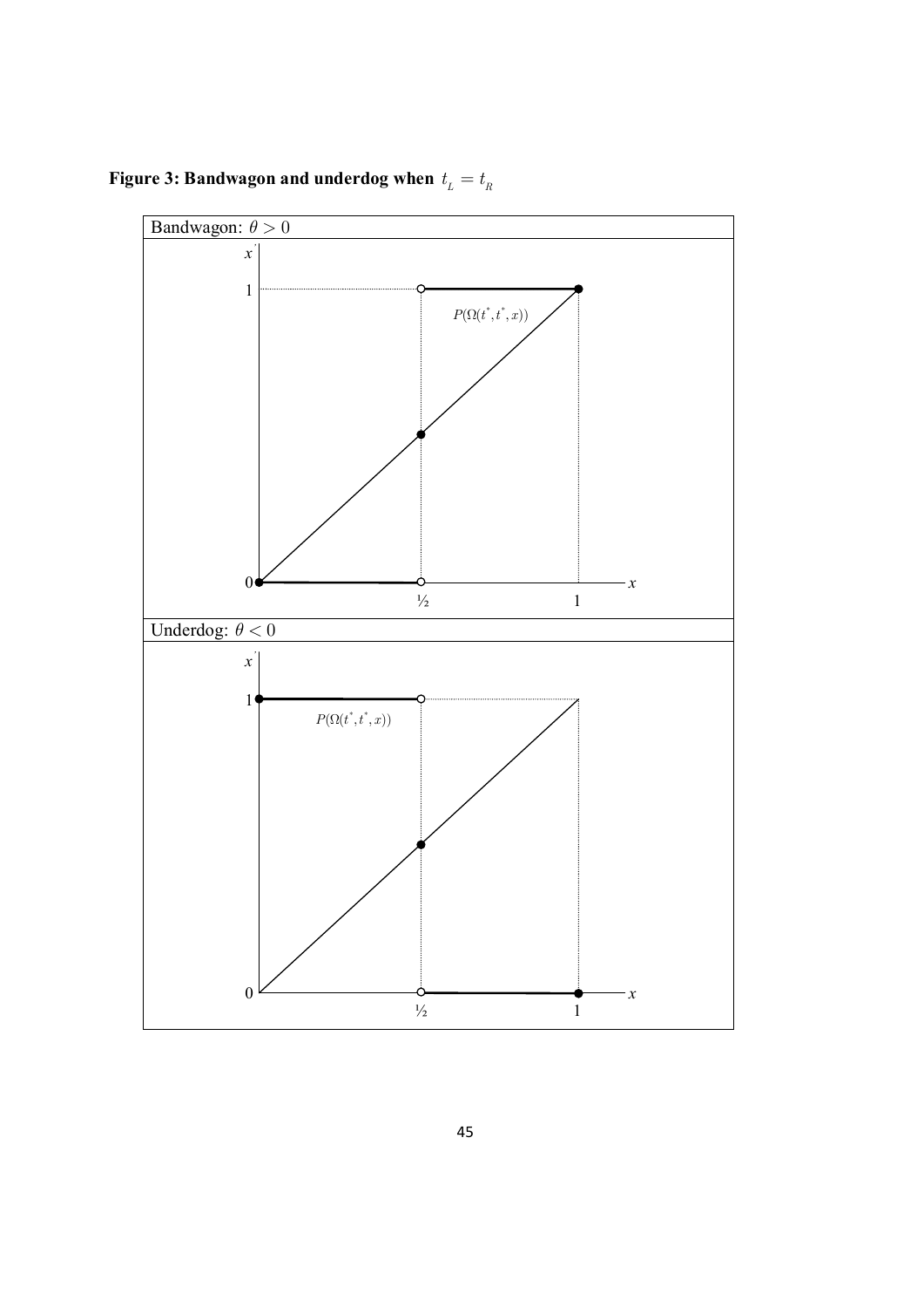**Figure 3: Bandwagon and underdog when $t_L = t_R$**

Bandwagon: $\theta > 0$

$x'$

1

$P(\Omega(t^*, t^*, x))$

0

½ 1 $x$

Underdog: $\theta < 0$

$x'$

1

$P(\Omega(t^*, t^*, x))$

0

½ 1 $x$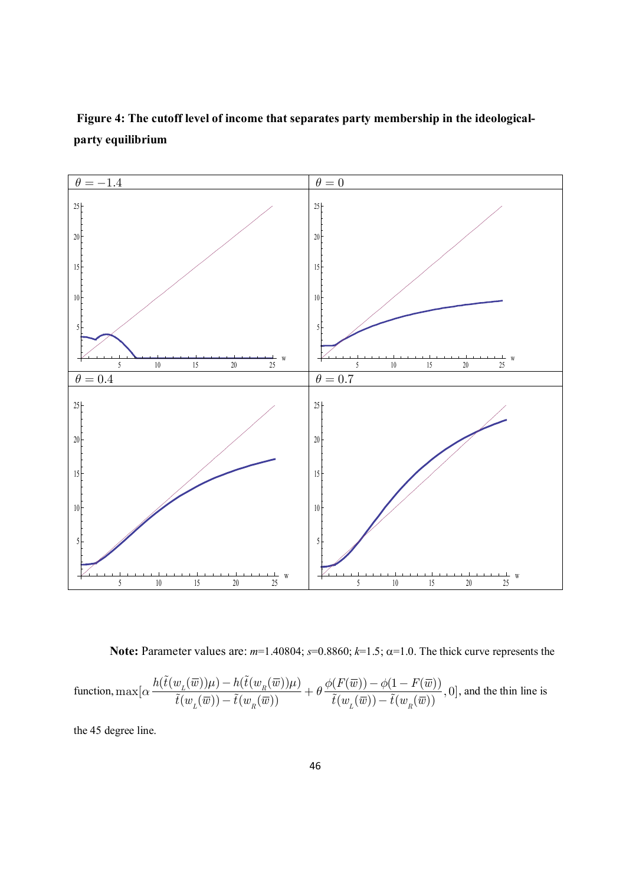**Figure 4: The cutoff level of income that separates party membership in the ideological-party equilibrium**

**Note:** Parameter values are: $m$=1.40804; $s$=0.8860; $k$=1.5; $\alpha$=1.0. The thick curve represents the function, $\max[\alpha \dfrac{h(\tilde{t}(w_{_L}(\overline{w}))\mu) - h(\tilde{t}(w_{_R}(\overline{w}))\mu)}{\tilde{t}(w_{_L}(\overline{w})) - \tilde{t}(w_{_R}(\overline{w}))} + \theta \dfrac{\phi(F(\overline{w})) - \phi(1-F(\overline{w}))}{\tilde{t}(w_{_L}(\overline{w})) - \tilde{t}(w_{_R}(\overline{w}))}, 0]$, and the thin line is the 45 degree line.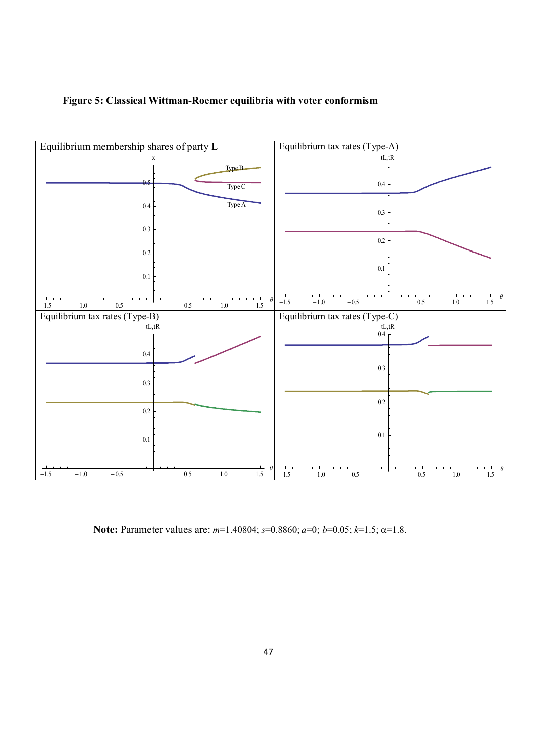**Figure 5: Classical Wittman-Roemer equilibria with voter conformism**

**Note:** Parameter values are: $m$=1.40804; $s$=0.8860; $a$=0; $b$=0.05; $k$=1.5; $\alpha$=1.8.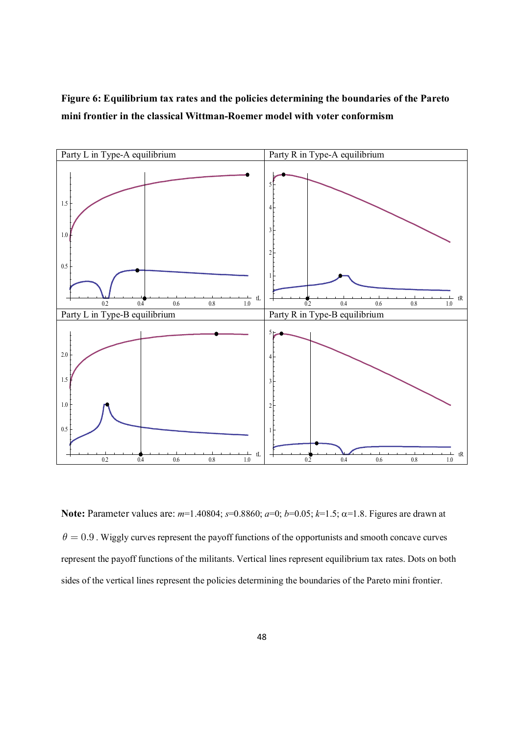**Figure 6: Equilibrium tax rates and the policies determining the boundaries of the Pareto mini frontier in the classical Wittman-Roemer model with voter conformism**

Party L in Type-A equilibrium

Party R in Type-A equilibrium

Party L in Type-B equilibrium

Party R in Type-B equilibrium

**Note:** Parameter values are: $m$=1.40804; $s$=0.8860; $a$=0; $b$=0.05; $k$=1.5; $\alpha$=1.8. Figures are drawn at $\theta = 0.9$. Wiggly curves represent the payoff functions of the opportunists and smooth concave curves represent the payoff functions of the militants. Vertical lines represent equilibrium tax rates. Dots on both sides of the vertical lines represent the policies determining the boundaries of the Pareto mini frontier.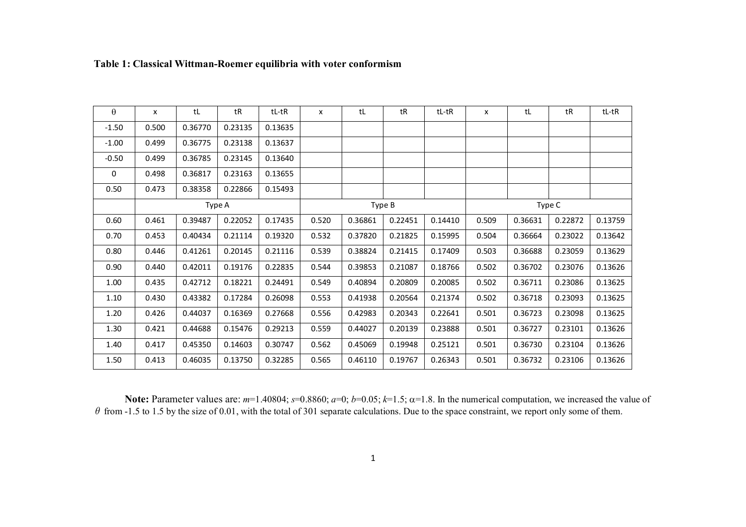**Table 1: Classical Wittman-Roemer equilibria with voter conformism**

| θ | x | tL | tR | tL-tR | x | tL | tR | tL-tR | x | tL | tR | tL-tR |
|---|---|---|---|---|---|---|---|---|---|---|---|---|
| -1.50 | 0.500 | 0.36770 | 0.23135 | 0.13635 | | | | | | | | |
| -1.00 | 0.499 | 0.36775 | 0.23138 | 0.13637 | | | | | | | | |
| -0.50 | 0.499 | 0.36785 | 0.23145 | 0.13640 | | | | | | | | |
| 0 | 0.498 | 0.36817 | 0.23163 | 0.13655 | | | | | | | | |
| 0.50 | 0.473 | 0.38358 | 0.22866 | 0.15493 | | | | | | | | |
| | Type A | | | | Type B | | | | Type C | | | |
| 0.60 | 0.461 | 0.39487 | 0.22052 | 0.17435 | 0.520 | 0.36861 | 0.22451 | 0.14410 | 0.509 | 0.36631 | 0.22872 | 0.13759 |
| 0.70 | 0.453 | 0.40434 | 0.21114 | 0.19320 | 0.532 | 0.37820 | 0.21825 | 0.15995 | 0.504 | 0.36664 | 0.23022 | 0.13642 |
| 0.80 | 0.446 | 0.41261 | 0.20145 | 0.21116 | 0.539 | 0.38824 | 0.21415 | 0.17409 | 0.503 | 0.36688 | 0.23059 | 0.13629 |
| 0.90 | 0.440 | 0.42011 | 0.19176 | 0.22835 | 0.544 | 0.39853 | 0.21087 | 0.18766 | 0.502 | 0.36702 | 0.23076 | 0.13626 |
| 1.00 | 0.435 | 0.42712 | 0.18221 | 0.24491 | 0.549 | 0.40894 | 0.20809 | 0.20085 | 0.502 | 0.36711 | 0.23086 | 0.13625 |
| 1.10 | 0.430 | 0.43382 | 0.17284 | 0.26098 | 0.553 | 0.41938 | 0.20564 | 0.21374 | 0.502 | 0.36718 | 0.23093 | 0.13625 |
| 1.20 | 0.426 | 0.44037 | 0.16369 | 0.27668 | 0.556 | 0.42983 | 0.20343 | 0.22641 | 0.501 | 0.36723 | 0.23098 | 0.13625 |
| 1.30 | 0.421 | 0.44688 | 0.15476 | 0.29213 | 0.559 | 0.44027 | 0.20139 | 0.23888 | 0.501 | 0.36727 | 0.23101 | 0.13626 |
| 1.40 | 0.417 | 0.45350 | 0.14603 | 0.30747 | 0.562 | 0.45069 | 0.19948 | 0.25121 | 0.501 | 0.36730 | 0.23104 | 0.13626 |
| 1.50 | 0.413 | 0.46035 | 0.13750 | 0.32285 | 0.565 | 0.46110 | 0.19767 | 0.26343 | 0.501 | 0.36732 | 0.23106 | 0.13626 |

**Note:** Parameter values are: $m$=1.40804; $s$=0.8860; $a$=0; $b$=0.05; $k$=1.5; $\alpha$=1.8. In the numerical computation, we increased the value of $\theta$ from -1.5 to 1.5 by the size of 0.01, with the total of 301 separate calculations. Due to the space constraint, we report only some of them.